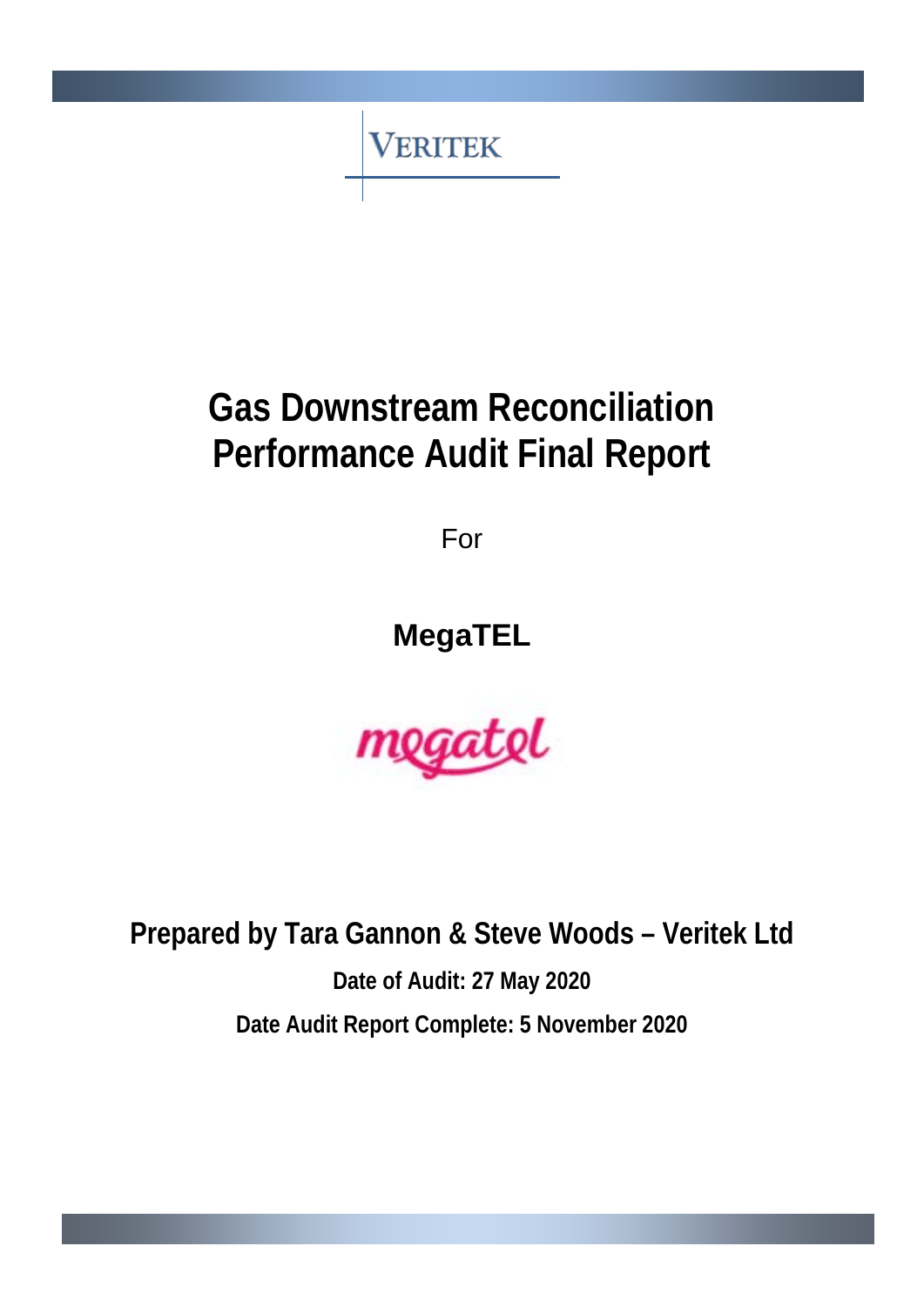VERITEK

# Gas Downstream Reconciliation Performance Audit Final Report

For

**MegaTEL**

megatel

**Prepared by Tara Gannon & Steve Woods – Veritek Ltd**

**Date of Audit: 27 May 2020**

**Date Audit Report Complete: 5 November 2020**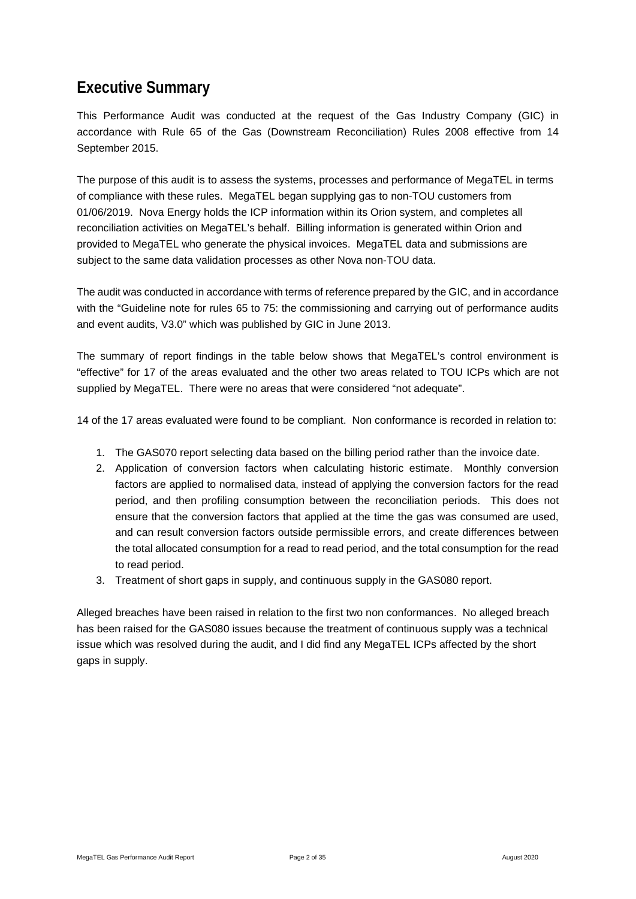# Executive Summary

This Performance Audit was conducted at the request of the Gas Industry Company (GIC) in accordance with Rule 65 of the Gas (Downstream Reconciliation) Rules 2008 effective from 14 September 2015.

The purpose of this audit is to assess the systems, processes and performance of MegaTEL in terms of compliance with these rules. MegaTEL began supplying gas to non-TOU customers from 01/06/2019. Nova Energy holds the ICP information within its Orion system, and completes all reconciliation activities on MegaTEL's behalf. Billing information is generated within Orion and provided to MegaTEL who generate the physical invoices. MegaTEL data and submissions are subject to the same data validation processes as other Nova non-TOU data.

The audit was conducted in accordance with terms of reference prepared by the GIC, and in accordance with the "Guideline note for rules 65 to 75: the commissioning and carrying out of performance audits and event audits, V3.0" which was published by GIC in June 2013.

The summary of report findings in the table below shows that MegaTEL's control environment is "effective" for 17 of the areas evaluated and the other two areas related to TOU ICPs which are not supplied by MegaTEL. There were no areas that were considered "not adequate".

14 of the 17 areas evaluated were found to be compliant. Non conformance is recorded in relation to:

1. The GAS070 report selecting data based on the billing period rather than the invoice date.
2. Application of conversion factors when calculating historic estimate. Monthly conversion factors are applied to normalised data, instead of applying the conversion factors for the read period, and then profiling consumption between the reconciliation periods. This does not ensure that the conversion factors that applied at the time the gas was consumed are used, and can result conversion factors outside permissible errors, and create differences between the total allocated consumption for a read to read period, and the total consumption for the read to read period.
3. Treatment of short gaps in supply, and continuous supply in the GAS080 report.

Alleged breaches have been raised in relation to the first two non conformances. No alleged breach has been raised for the GAS080 issues because the treatment of continuous supply was a technical issue which was resolved during the audit, and I did find any MegaTEL ICPs affected by the short gaps in supply.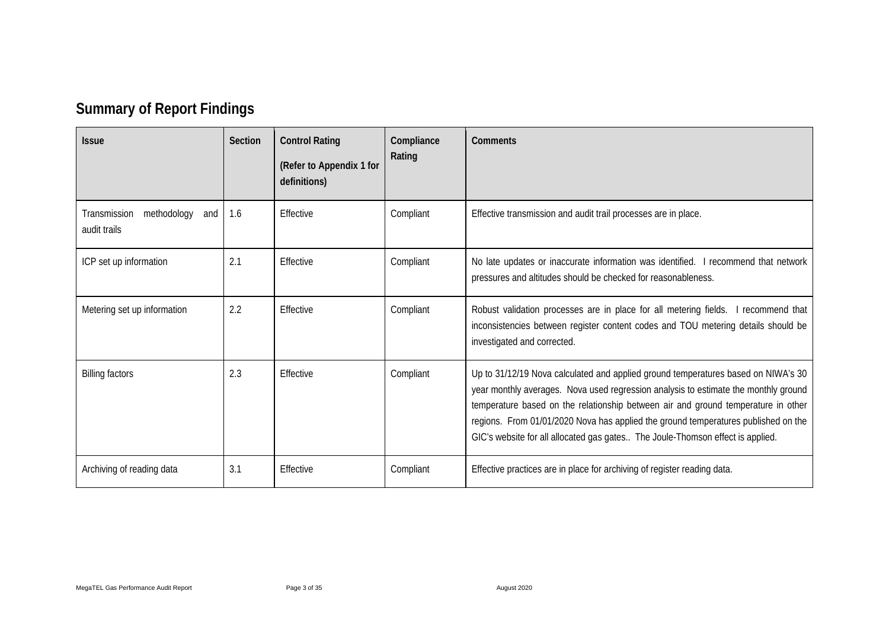## Summary of Report Findings

| Issue | Section | Control Rating (Refer to Appendix 1 for definitions) | Compliance Rating | Comments |
|---|---|---|---|---|
| Transmission methodology and audit trails | 1.6 | Effective | Compliant | Effective transmission and audit trail processes are in place. |
| ICP set up information | 2.1 | Effective | Compliant | No late updates or inaccurate information was identified. I recommend that network pressures and altitudes should be checked for reasonableness. |
| Metering set up information | 2.2 | Effective | Compliant | Robust validation processes are in place for all metering fields. I recommend that inconsistencies between register content codes and TOU metering details should be investigated and corrected. |
| Billing factors | 2.3 | Effective | Compliant | Up to 31/12/19 Nova calculated and applied ground temperatures based on NIWA's 30 year monthly averages. Nova used regression analysis to estimate the monthly ground temperature based on the relationship between air and ground temperature in other regions. From 01/01/2020 Nova has applied the ground temperatures published on the GIC's website for all allocated gas gates.. The Joule-Thomson effect is applied. |
| Archiving of reading data | 3.1 | Effective | Compliant | Effective practices are in place for archiving of register reading data. |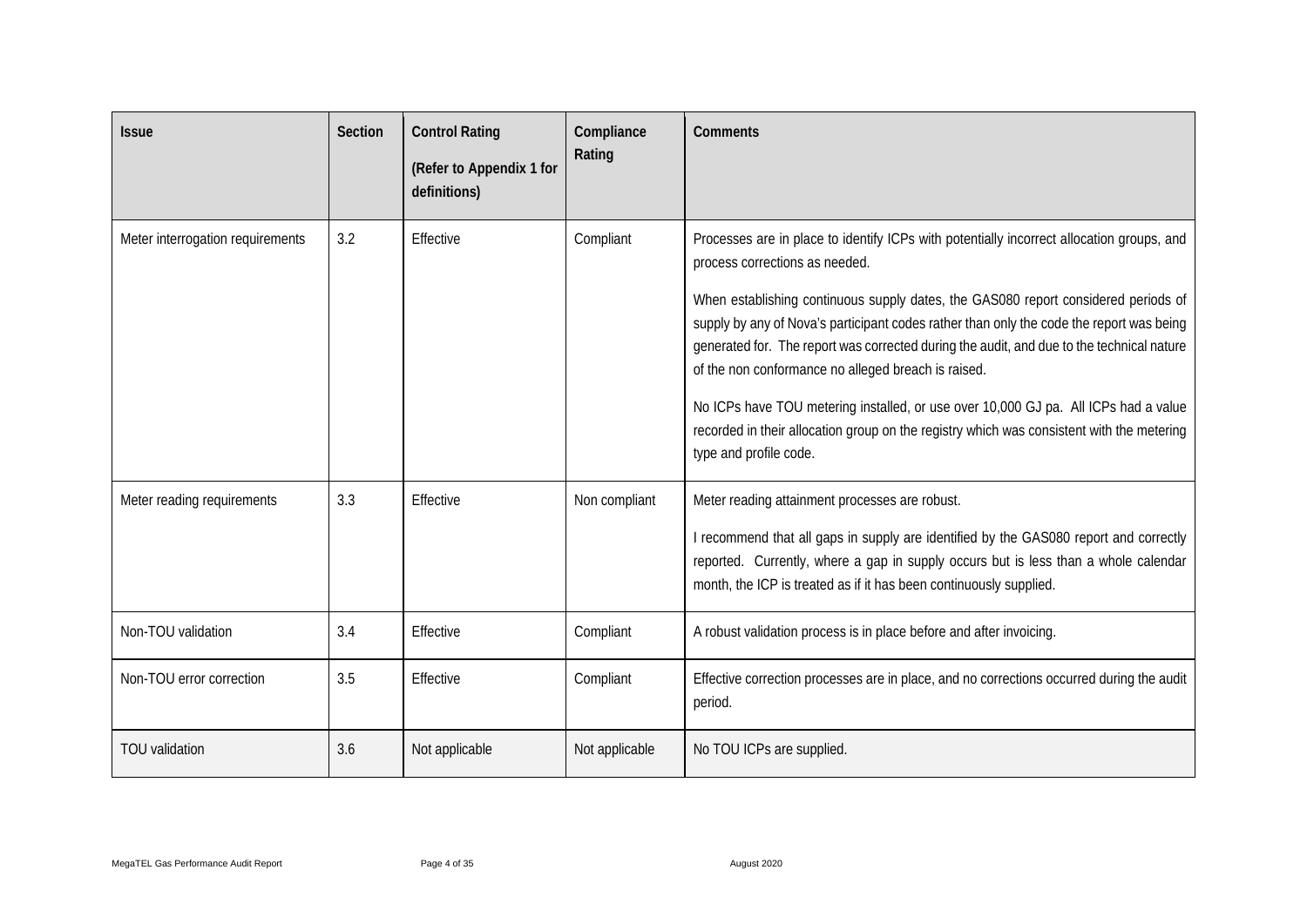| Issue | Section | Control Rating (Refer to Appendix 1 for definitions) | Compliance Rating | Comments |
|---|---|---|---|---|
| Meter interrogation requirements | 3.2 | Effective | Compliant | Processes are in place to identify ICPs with potentially incorrect allocation groups, and process corrections as needed.<br><br>When establishing continuous supply dates, the GAS080 report considered periods of supply by any of Nova's participant codes rather than only the code the report was being generated for. The report was corrected during the audit, and due to the technical nature of the non conformance no alleged breach is raised.<br><br>No ICPs have TOU metering installed, or use over 10,000 GJ pa. All ICPs had a value recorded in their allocation group on the registry which was consistent with the metering type and profile code. |
| Meter reading requirements | 3.3 | Effective | Non compliant | Meter reading attainment processes are robust.<br><br>I recommend that all gaps in supply are identified by the GAS080 report and correctly reported. Currently, where a gap in supply occurs but is less than a whole calendar month, the ICP is treated as if it has been continuously supplied. |
| Non-TOU validation | 3.4 | Effective | Compliant | A robust validation process is in place before and after invoicing. |
| Non-TOU error correction | 3.5 | Effective | Compliant | Effective correction processes are in place, and no corrections occurred during the audit period. |
| TOU validation | 3.6 | Not applicable | Not applicable | No TOU ICPs are supplied. |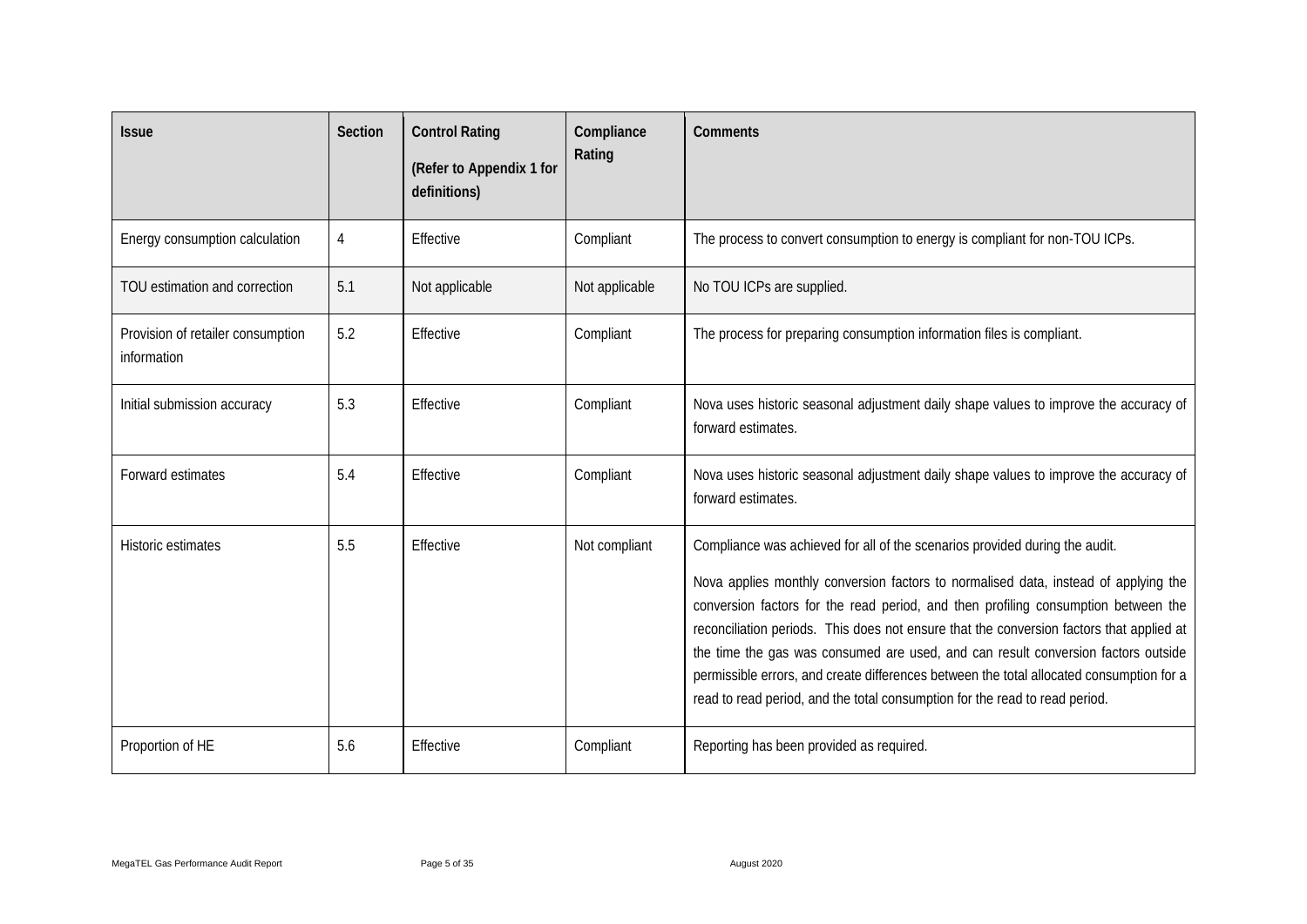| Issue | Section | Control Rating (Refer to Appendix 1 for definitions) | Compliance Rating | Comments |
|---|---|---|---|---|
| Energy consumption calculation | 4 | Effective | Compliant | The process to convert consumption to energy is compliant for non-TOU ICPs. |
| TOU estimation and correction | 5.1 | Not applicable | Not applicable | No TOU ICPs are supplied. |
| Provision of retailer consumption information | 5.2 | Effective | Compliant | The process for preparing consumption information files is compliant. |
| Initial submission accuracy | 5.3 | Effective | Compliant | Nova uses historic seasonal adjustment daily shape values to improve the accuracy of forward estimates. |
| Forward estimates | 5.4 | Effective | Compliant | Nova uses historic seasonal adjustment daily shape values to improve the accuracy of forward estimates. |
| Historic estimates | 5.5 | Effective | Not compliant | Compliance was achieved for all of the scenarios provided during the audit.<br><br>Nova applies monthly conversion factors to normalised data, instead of applying the conversion factors for the read period, and then profiling consumption between the reconciliation periods. This does not ensure that the conversion factors that applied at the time the gas was consumed are used, and can result conversion factors outside permissible errors, and create differences between the total allocated consumption for a read to read period, and the total consumption for the read to read period. |
| Proportion of HE | 5.6 | Effective | Compliant | Reporting has been provided as required. |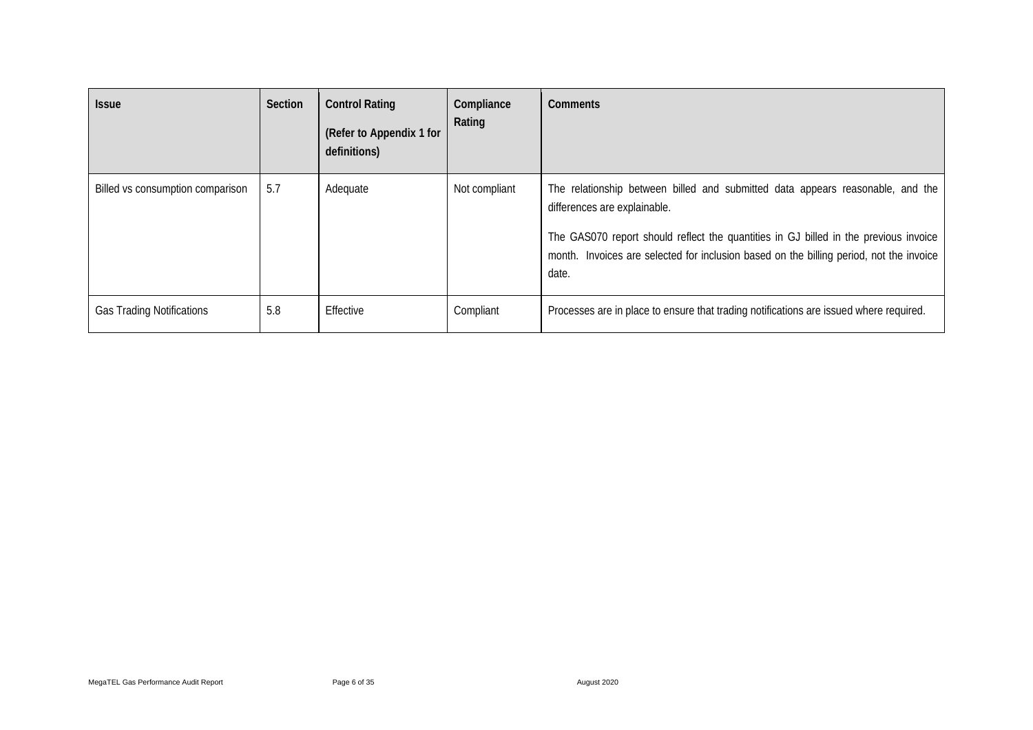| Issue | Section | Control Rating<br><br>(Refer to Appendix 1 for definitions) | Compliance Rating | Comments |
|---|---|---|---|---|
| Billed vs consumption comparison | 5.7 | Adequate | Not compliant | The relationship between billed and submitted data appears reasonable, and the differences are explainable.<br><br>The GAS070 report should reflect the quantities in GJ billed in the previous invoice month. Invoices are selected for inclusion based on the billing period, not the invoice date. |
| Gas Trading Notifications | 5.8 | Effective | Compliant | Processes are in place to ensure that trading notifications are issued where required. |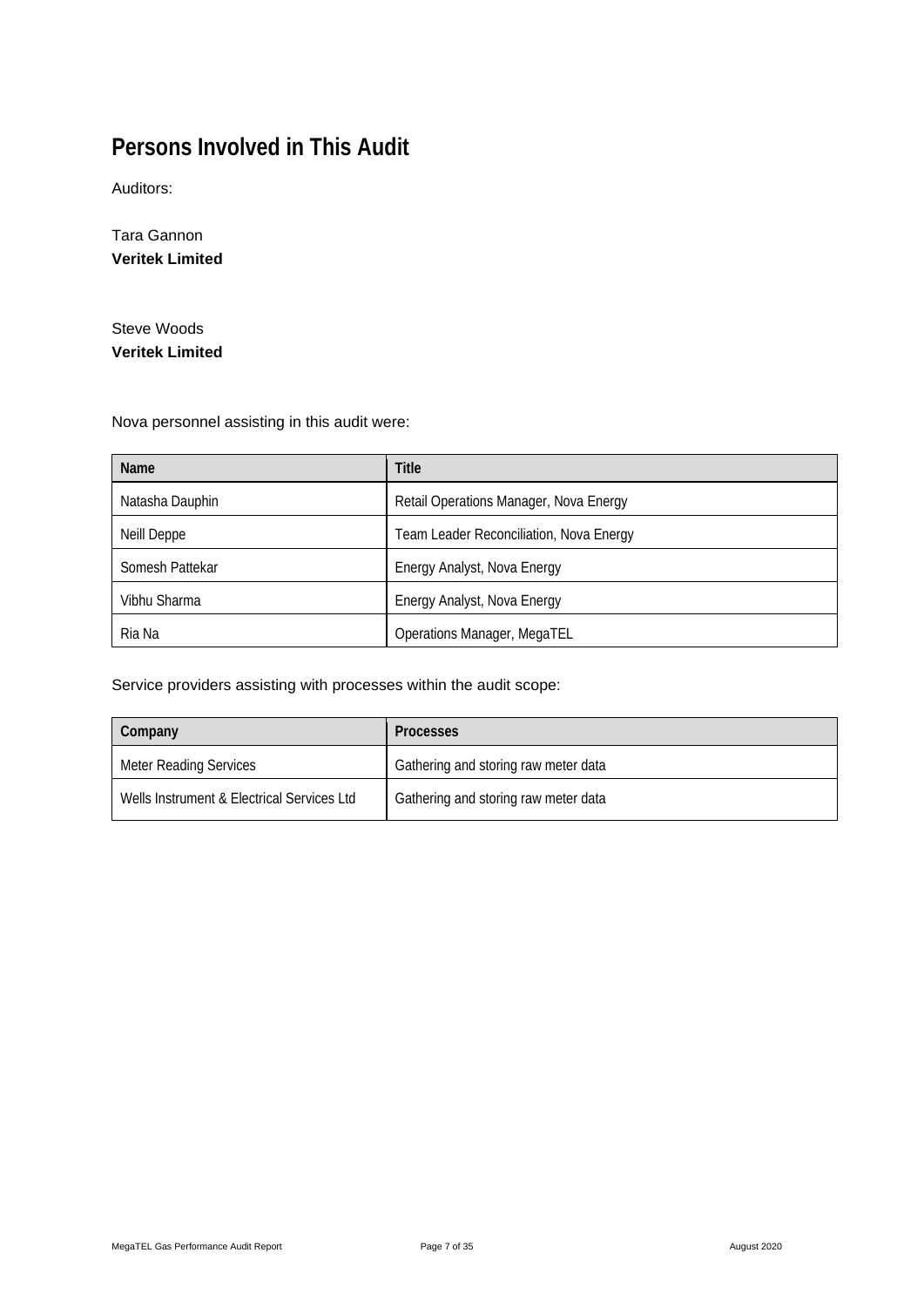# Persons Involved in This Audit

Auditors:

Tara Gannon
**Veritek Limited**

Steve Woods
**Veritek Limited**

Nova personnel assisting in this audit were:

| Name | Title |
| --- | --- |
| Natasha Dauphin | Retail Operations Manager, Nova Energy |
| Neill Deppe | Team Leader Reconciliation, Nova Energy |
| Somesh Pattekar | Energy Analyst, Nova Energy |
| Vibhu Sharma | Energy Analyst, Nova Energy |
| Ria Na | Operations Manager, MegaTEL |

Service providers assisting with processes within the audit scope:

| Company | Processes |
| --- | --- |
| Meter Reading Services | Gathering and storing raw meter data |
| Wells Instrument & Electrical Services Ltd | Gathering and storing raw meter data |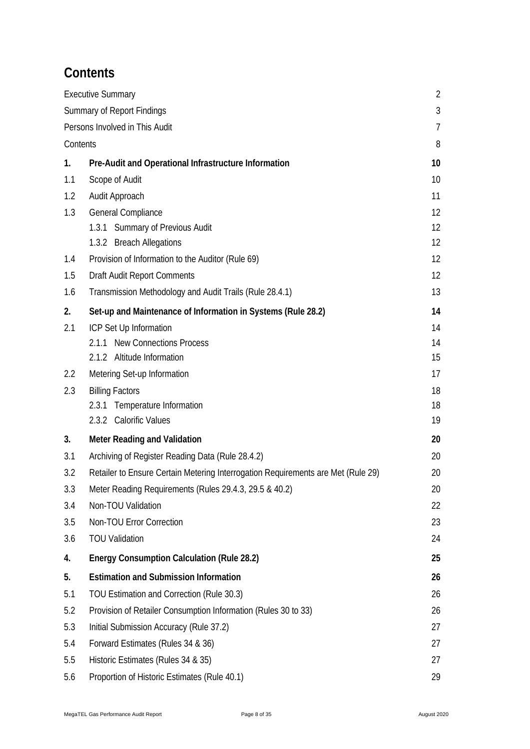# Contents

| | | |
|---|---|---|
| Executive Summary | | 2 |
| Summary of Report Findings | | 3 |
| Persons Involved in This Audit | | 7 |
| Contents | | 8 |
| **1.** | **Pre-Audit and Operational Infrastructure Information** | **10** |
| 1.1 | Scope of Audit | 10 |
| 1.2 | Audit Approach | 11 |
| 1.3 | General Compliance | 12 |
| | 1.3.1 Summary of Previous Audit | 12 |
| | 1.3.2 Breach Allegations | 12 |
| 1.4 | Provision of Information to the Auditor (Rule 69) | 12 |
| 1.5 | Draft Audit Report Comments | 12 |
| 1.6 | Transmission Methodology and Audit Trails (Rule 28.4.1) | 13 |
| **2.** | **Set-up and Maintenance of Information in Systems (Rule 28.2)** | **14** |
| 2.1 | ICP Set Up Information | 14 |
| | 2.1.1 New Connections Process | 14 |
| | 2.1.2 Altitude Information | 15 |
| 2.2 | Metering Set-up Information | 17 |
| 2.3 | Billing Factors | 18 |
| | 2.3.1 Temperature Information | 18 |
| | 2.3.2 Calorific Values | 19 |
| **3.** | **Meter Reading and Validation** | **20** |
| 3.1 | Archiving of Register Reading Data (Rule 28.4.2) | 20 |
| 3.2 | Retailer to Ensure Certain Metering Interrogation Requirements are Met (Rule 29) | 20 |
| 3.3 | Meter Reading Requirements (Rules 29.4.3, 29.5 & 40.2) | 20 |
| 3.4 | Non-TOU Validation | 22 |
| 3.5 | Non-TOU Error Correction | 23 |
| 3.6 | TOU Validation | 24 |
| **4.** | **Energy Consumption Calculation (Rule 28.2)** | **25** |
| **5.** | **Estimation and Submission Information** | **26** |
| 5.1 | TOU Estimation and Correction (Rule 30.3) | 26 |
| 5.2 | Provision of Retailer Consumption Information (Rules 30 to 33) | 26 |
| 5.3 | Initial Submission Accuracy (Rule 37.2) | 27 |
| 5.4 | Forward Estimates (Rules 34 & 36) | 27 |
| 5.5 | Historic Estimates (Rules 34 & 35) | 27 |
| 5.6 | Proportion of Historic Estimates (Rule 40.1) | 29 |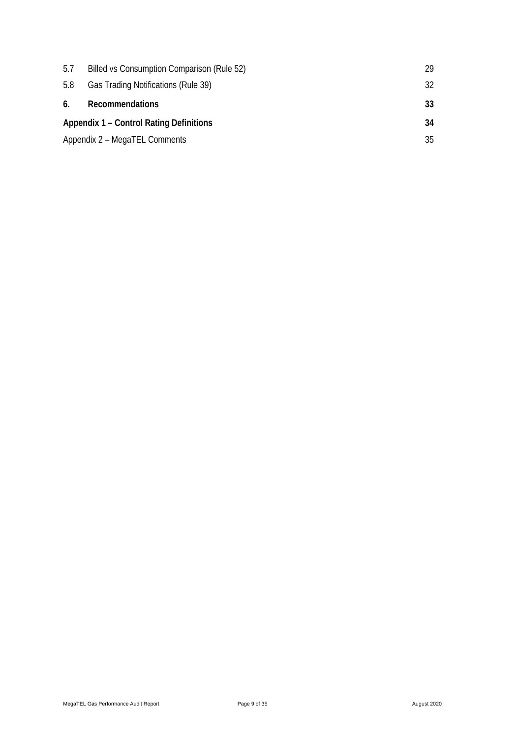| | | |
|---|---|---|
| 5.7 | Billed vs Consumption Comparison (Rule 52) | 29 |
| 5.8 | Gas Trading Notifications (Rule 39) | 32 |
| **6.** | **Recommendations** | **33** |
| **Appendix 1 – Control Rating Definitions** | | **34** |
| Appendix 2 – MegaTEL Comments | | 35 |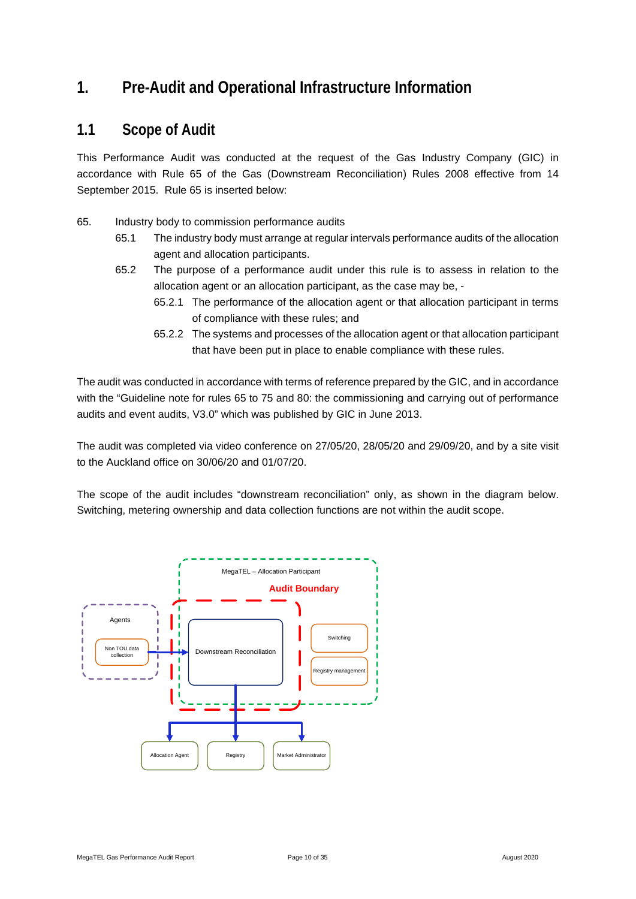# 1. Pre-Audit and Operational Infrastructure Information

## 1.1 Scope of Audit

This Performance Audit was conducted at the request of the Gas Industry Company (GIC) in accordance with Rule 65 of the Gas (Downstream Reconciliation) Rules 2008 effective from 14 September 2015. Rule 65 is inserted below:

65. Industry body to commission performance audits
    - 65.1 The industry body must arrange at regular intervals performance audits of the allocation agent and allocation participants.
    - 65.2 The purpose of a performance audit under this rule is to assess in relation to the allocation agent or an allocation participant, as the case may be, -
        - 65.2.1 The performance of the allocation agent or that allocation participant in terms of compliance with these rules; and
        - 65.2.2 The systems and processes of the allocation agent or that allocation participant that have been put in place to enable compliance with these rules.

The audit was conducted in accordance with terms of reference prepared by the GIC, and in accordance with the "Guideline note for rules 65 to 75 and 80: the commissioning and carrying out of performance audits and event audits, V3.0" which was published by GIC in June 2013.

The audit was completed via video conference on 27/05/20, 28/05/20 and 29/09/20, and by a site visit to the Auckland office on 30/06/20 and 01/07/20.

The scope of the audit includes "downstream reconciliation" only, as shown in the diagram below. Switching, metering ownership and data collection functions are not within the audit scope.

MegaTEL – Allocation Participant

Audit Boundary

Agents

Non TOU data collection

Downstream Reconciliation

Switching

Registry management

Allocation Agent

Registry

Market Administrator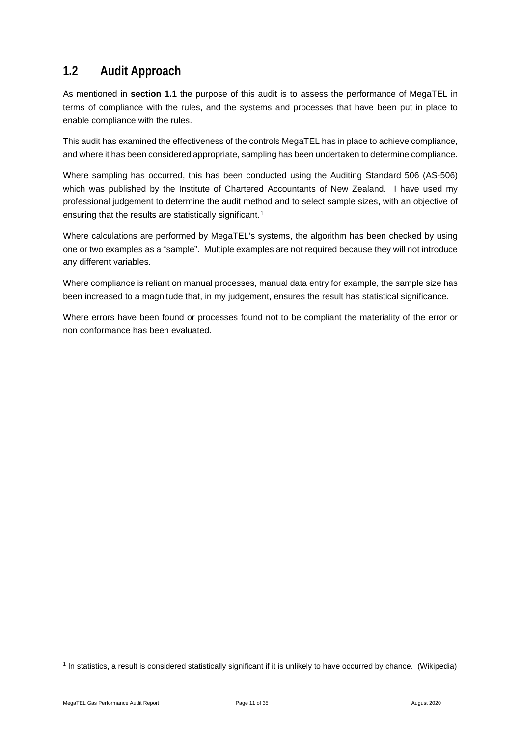## 1.2 Audit Approach

As mentioned in **section 1.1** the purpose of this audit is to assess the performance of MegaTEL in terms of compliance with the rules, and the systems and processes that have been put in place to enable compliance with the rules.

This audit has examined the effectiveness of the controls MegaTEL has in place to achieve compliance, and where it has been considered appropriate, sampling has been undertaken to determine compliance.

Where sampling has occurred, this has been conducted using the Auditing Standard 506 (AS-506) which was published by the Institute of Chartered Accountants of New Zealand. I have used my professional judgement to determine the audit method and to select sample sizes, with an objective of ensuring that the results are statistically significant.[1]

Where calculations are performed by MegaTEL's systems, the algorithm has been checked by using one or two examples as a "sample". Multiple examples are not required because they will not introduce any different variables.

Where compliance is reliant on manual processes, manual data entry for example, the sample size has been increased to a magnitude that, in my judgement, ensures the result has statistical significance.

Where errors have been found or processes found not to be compliant the materiality of the error or non conformance has been evaluated.

[1] In statistics, a result is considered statistically significant if it is unlikely to have occurred by chance. (Wikipedia)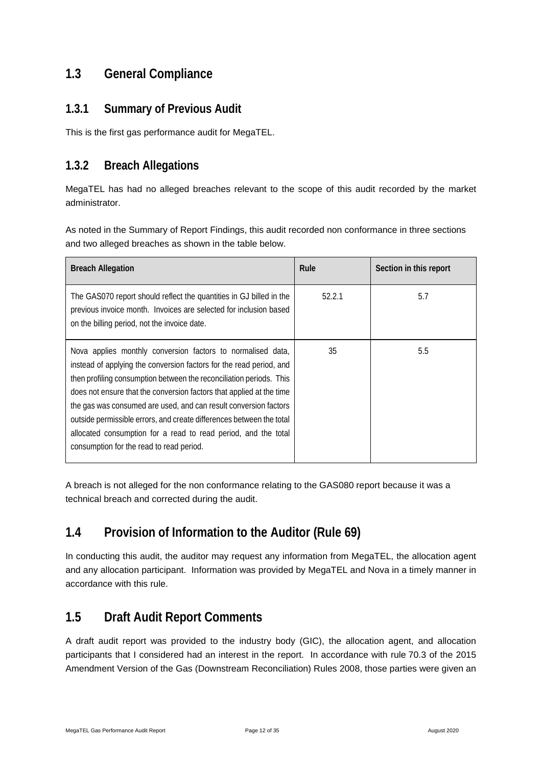## 1.3 General Compliance

### 1.3.1 Summary of Previous Audit

This is the first gas performance audit for MegaTEL.

### 1.3.2 Breach Allegations

MegaTEL has had no alleged breaches relevant to the scope of this audit recorded by the market administrator.

As noted in the Summary of Report Findings, this audit recorded non conformance in three sections and two alleged breaches as shown in the table below.

| Breach Allegation | Rule | Section in this report |
|---|---|---|
| The GAS070 report should reflect the quantities in GJ billed in the previous invoice month. Invoices are selected for inclusion based on the billing period, not the invoice date. | 52.2.1 | 5.7 |
| Nova applies monthly conversion factors to normalised data, instead of applying the conversion factors for the read period, and then profiling consumption between the reconciliation periods. This does not ensure that the conversion factors that applied at the time the gas was consumed are used, and can result conversion factors outside permissible errors, and create differences between the total allocated consumption for a read to read period, and the total consumption for the read to read period. | 35 | 5.5 |

A breach is not alleged for the non conformance relating to the GAS080 report because it was a technical breach and corrected during the audit.

## 1.4 Provision of Information to the Auditor (Rule 69)

In conducting this audit, the auditor may request any information from MegaTEL, the allocation agent and any allocation participant. Information was provided by MegaTEL and Nova in a timely manner in accordance with this rule.

## 1.5 Draft Audit Report Comments

A draft audit report was provided to the industry body (GIC), the allocation agent, and allocation participants that I considered had an interest in the report. In accordance with rule 70.3 of the 2015 Amendment Version of the Gas (Downstream Reconciliation) Rules 2008, those parties were given an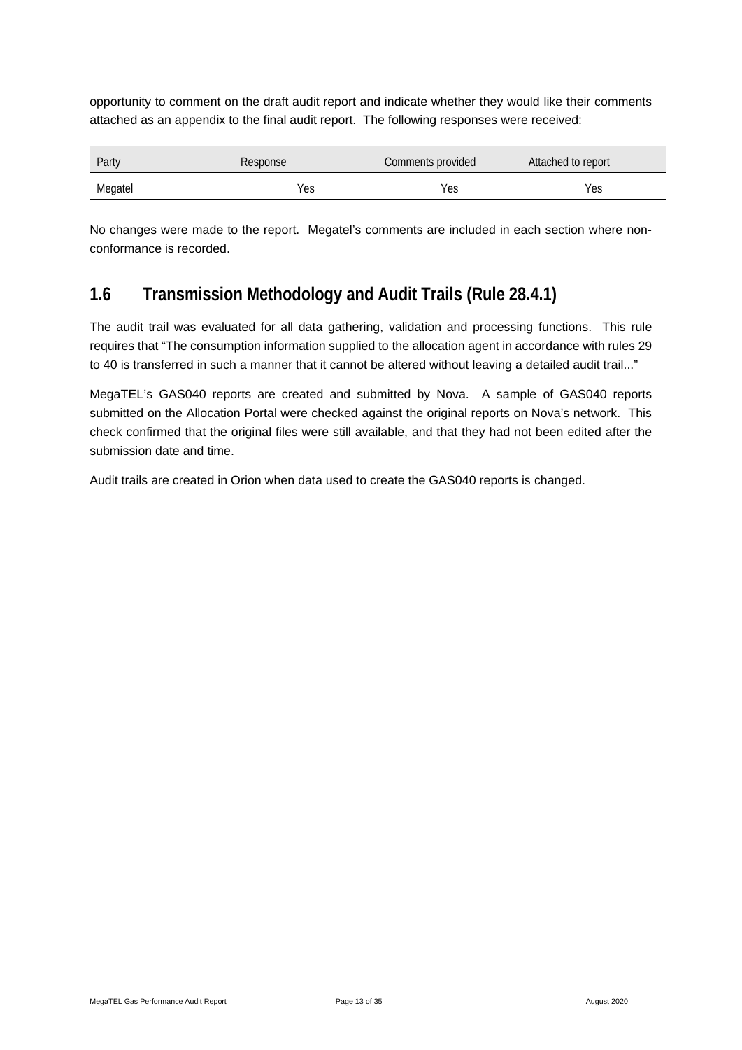opportunity to comment on the draft audit report and indicate whether they would like their comments attached as an appendix to the final audit report. The following responses were received:

| Party | Response | Comments provided | Attached to report |
| --- | --- | --- | --- |
| Megatel | Yes | Yes | Yes |

No changes were made to the report. Megatel's comments are included in each section where non-conformance is recorded.

## 1.6 Transmission Methodology and Audit Trails (Rule 28.4.1)

The audit trail was evaluated for all data gathering, validation and processing functions. This rule requires that "The consumption information supplied to the allocation agent in accordance with rules 29 to 40 is transferred in such a manner that it cannot be altered without leaving a detailed audit trail..."

MegaTEL's GAS040 reports are created and submitted by Nova. A sample of GAS040 reports submitted on the Allocation Portal were checked against the original reports on Nova's network. This check confirmed that the original files were still available, and that they had not been edited after the submission date and time.

Audit trails are created in Orion when data used to create the GAS040 reports is changed.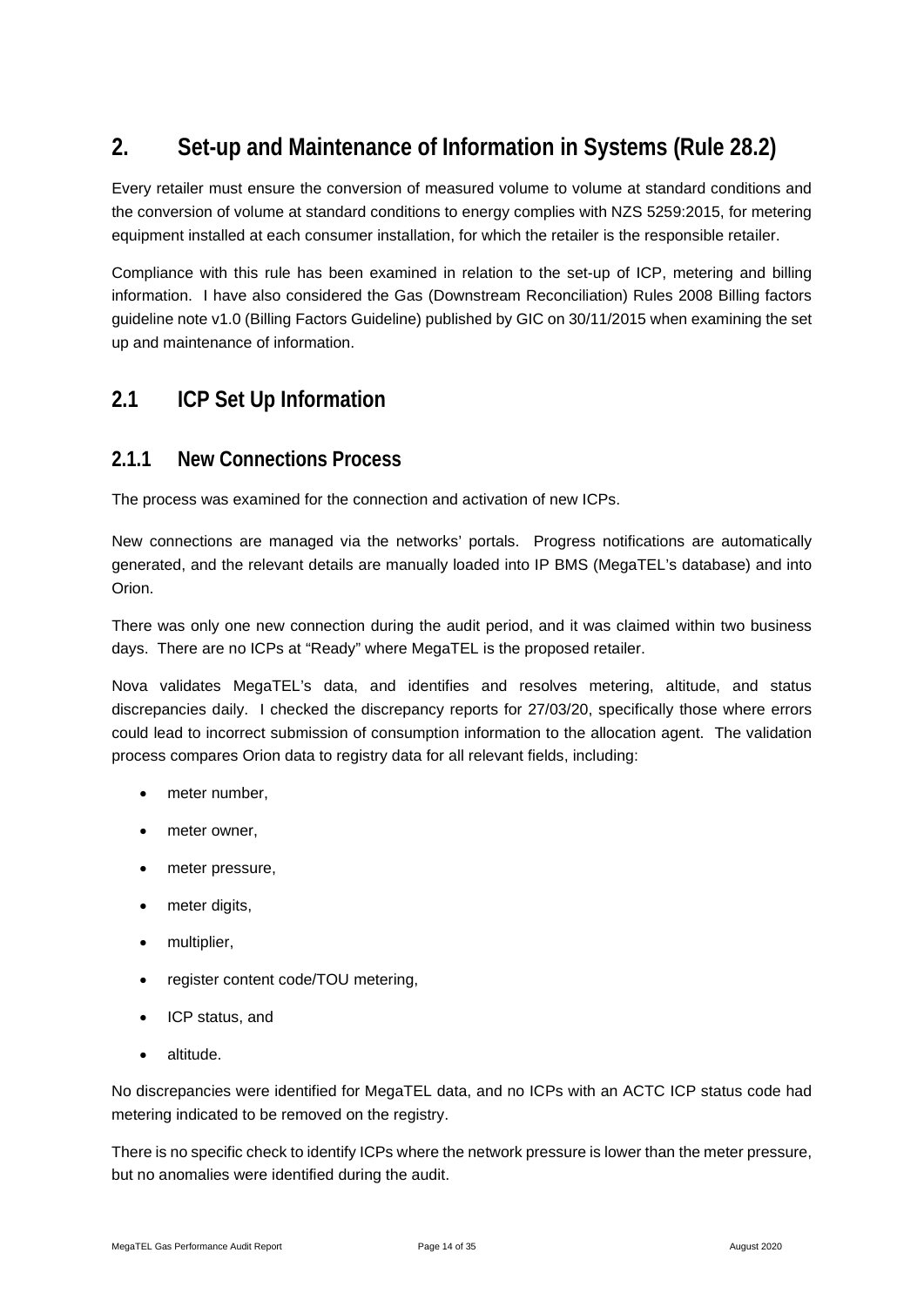# 2. Set-up and Maintenance of Information in Systems (Rule 28.2)

Every retailer must ensure the conversion of measured volume to volume at standard conditions and the conversion of volume at standard conditions to energy complies with NZS 5259:2015, for metering equipment installed at each consumer installation, for which the retailer is the responsible retailer.

Compliance with this rule has been examined in relation to the set-up of ICP, metering and billing information. I have also considered the Gas (Downstream Reconciliation) Rules 2008 Billing factors guideline note v1.0 (Billing Factors Guideline) published by GIC on 30/11/2015 when examining the set up and maintenance of information.

## 2.1 ICP Set Up Information

### 2.1.1 New Connections Process

The process was examined for the connection and activation of new ICPs.

New connections are managed via the networks' portals. Progress notifications are automatically generated, and the relevant details are manually loaded into IP BMS (MegaTEL's database) and into Orion.

There was only one new connection during the audit period, and it was claimed within two business days. There are no ICPs at "Ready" where MegaTEL is the proposed retailer.

Nova validates MegaTEL's data, and identifies and resolves metering, altitude, and status discrepancies daily. I checked the discrepancy reports for 27/03/20, specifically those where errors could lead to incorrect submission of consumption information to the allocation agent. The validation process compares Orion data to registry data for all relevant fields, including:

- meter number,
- meter owner,
- meter pressure,
- meter digits,
- multiplier,
- register content code/TOU metering,
- ICP status, and
- altitude.

No discrepancies were identified for MegaTEL data, and no ICPs with an ACTC ICP status code had metering indicated to be removed on the registry.

There is no specific check to identify ICPs where the network pressure is lower than the meter pressure, but no anomalies were identified during the audit.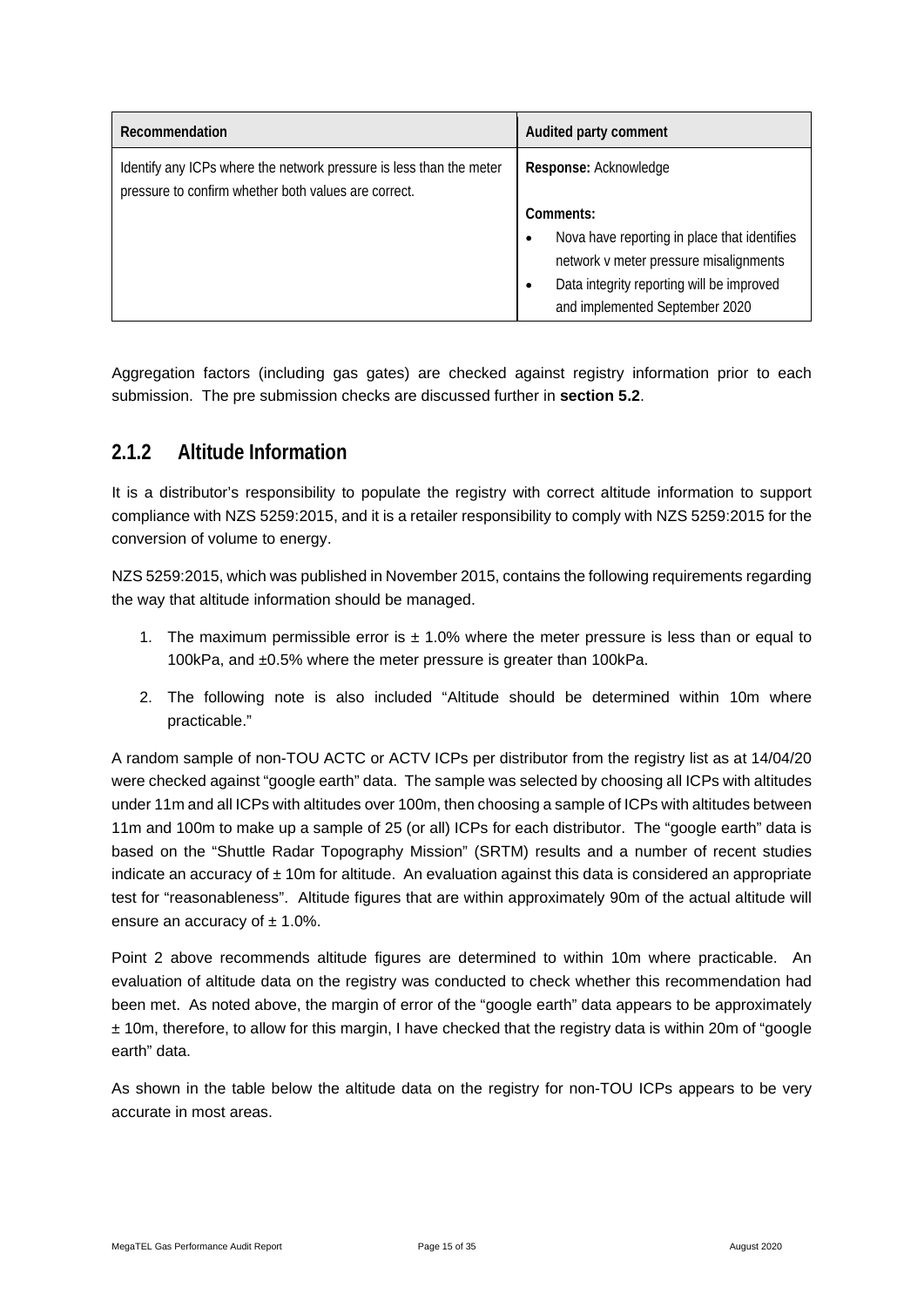| Recommendation | Audited party comment |
|---|---|
| Identify any ICPs where the network pressure is less than the meter pressure to confirm whether both values are correct. | **Response:** Acknowledge<br><br>**Comments:**<br>• Nova have reporting in place that identifies network v meter pressure misalignments<br>• Data integrity reporting will be improved and implemented September 2020 |

Aggregation factors (including gas gates) are checked against registry information prior to each submission. The pre submission checks are discussed further in **section 5.2**.

## 2.1.2 Altitude Information

It is a distributor's responsibility to populate the registry with correct altitude information to support compliance with NZS 5259:2015, and it is a retailer responsibility to comply with NZS 5259:2015 for the conversion of volume to energy.

NZS 5259:2015, which was published in November 2015, contains the following requirements regarding the way that altitude information should be managed.

1. The maximum permissible error is ± 1.0% where the meter pressure is less than or equal to 100kPa, and ±0.5% where the meter pressure is greater than 100kPa.
2. The following note is also included "Altitude should be determined within 10m where practicable."

A random sample of non-TOU ACTC or ACTV ICPs per distributor from the registry list as at 14/04/20 were checked against "google earth" data. The sample was selected by choosing all ICPs with altitudes under 11m and all ICPs with altitudes over 100m, then choosing a sample of ICPs with altitudes between 11m and 100m to make up a sample of 25 (or all) ICPs for each distributor. The "google earth" data is based on the "Shuttle Radar Topography Mission" (SRTM) results and a number of recent studies indicate an accuracy of ± 10m for altitude. An evaluation against this data is considered an appropriate test for "reasonableness". Altitude figures that are within approximately 90m of the actual altitude will ensure an accuracy of ± 1.0%.

Point 2 above recommends altitude figures are determined to within 10m where practicable. An evaluation of altitude data on the registry was conducted to check whether this recommendation had been met. As noted above, the margin of error of the "google earth" data appears to be approximately ± 10m, therefore, to allow for this margin, I have checked that the registry data is within 20m of "google earth" data.

As shown in the table below the altitude data on the registry for non-TOU ICPs appears to be very accurate in most areas.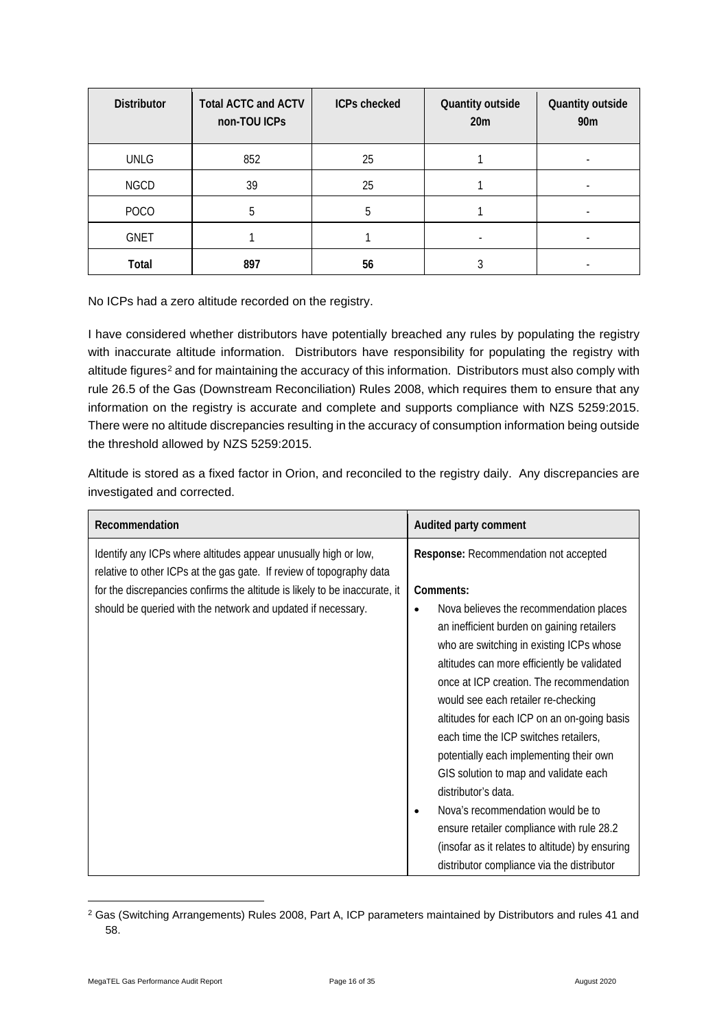| Distributor | Total ACTC and ACTV non-TOU ICPs | ICPs checked | Quantity outside 20m | Quantity outside 90m |
|---|---|---|---|---|
| UNLG | 852 | 25 | 1 | - |
| NGCD | 39 | 25 | 1 | - |
| POCO | 5 | 5 | 1 | - |
| GNET | 1 | 1 | - | - |
| **Total** | **897** | **56** | 3 | - |

No ICPs had a zero altitude recorded on the registry.

I have considered whether distributors have potentially breached any rules by populating the registry with inaccurate altitude information. Distributors have responsibility for populating the registry with altitude figures[2] and for maintaining the accuracy of this information. Distributors must also comply with rule 26.5 of the Gas (Downstream Reconciliation) Rules 2008, which requires them to ensure that any information on the registry is accurate and complete and supports compliance with NZS 5259:2015. There were no altitude discrepancies resulting in the accuracy of consumption information being outside the threshold allowed by NZS 5259:2015.

Altitude is stored as a fixed factor in Orion, and reconciled to the registry daily. Any discrepancies are investigated and corrected.

| Recommendation | Audited party comment |
|---|---|
| Identify any ICPs where altitudes appear unusually high or low, relative to other ICPs at the gas gate. If review of topography data for the discrepancies confirms the altitude is likely to be inaccurate, it should be queried with the network and updated if necessary. | **Response:** Recommendation not accepted<br><br>**Comments:**<br>• Nova believes the recommendation places an inefficient burden on gaining retailers who are switching in existing ICPs whose altitudes can more efficiently be validated once at ICP creation. The recommendation would see each retailer re-checking altitudes for each ICP on an on-going basis each time the ICP switches retailers, potentially each implementing their own GIS solution to map and validate each distributor's data.<br>• Nova's recommendation would be to ensure retailer compliance with rule 28.2 (insofar as it relates to altitude) by ensuring distributor compliance via the distributor |

[2] Gas (Switching Arrangements) Rules 2008, Part A, ICP parameters maintained by Distributors and rules 41 and 58.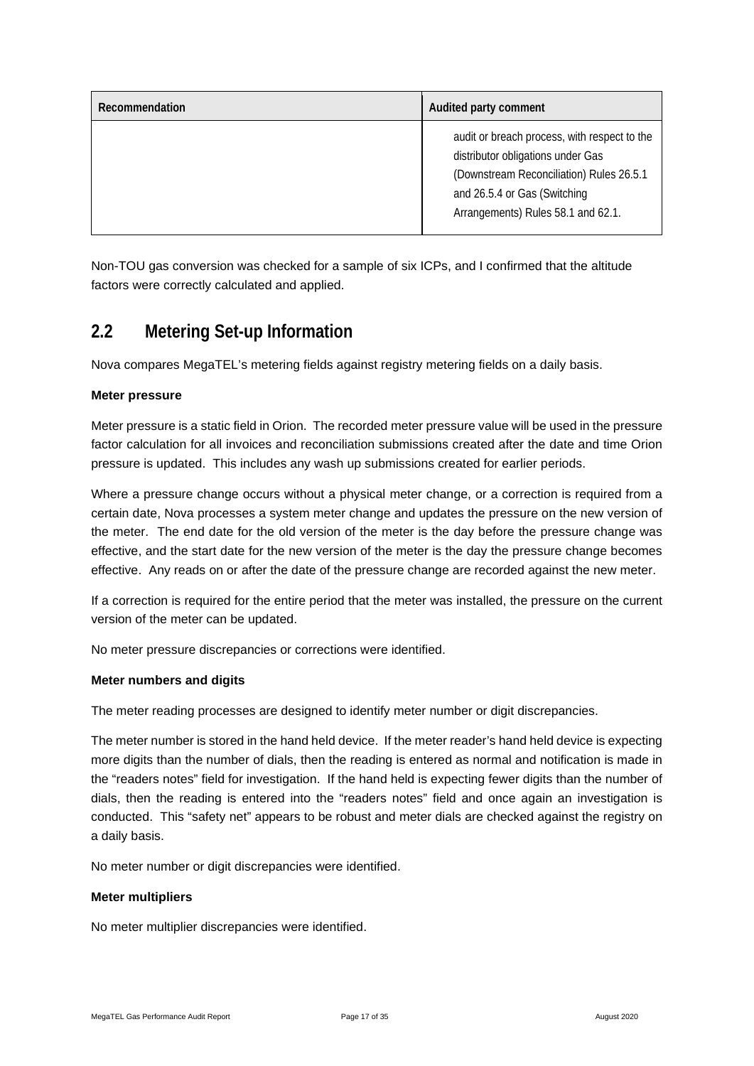| Recommendation | Audited party comment |
|---|---|
| | audit or breach process, with respect to the distributor obligations under Gas (Downstream Reconciliation) Rules 26.5.1 and 26.5.4 or Gas (Switching Arrangements) Rules 58.1 and 62.1. |

Non-TOU gas conversion was checked for a sample of six ICPs, and I confirmed that the altitude factors were correctly calculated and applied.

## 2.2 Metering Set-up Information

Nova compares MegaTEL's metering fields against registry metering fields on a daily basis.

**Meter pressure**

Meter pressure is a static field in Orion. The recorded meter pressure value will be used in the pressure factor calculation for all invoices and reconciliation submissions created after the date and time Orion pressure is updated. This includes any wash up submissions created for earlier periods.

Where a pressure change occurs without a physical meter change, or a correction is required from a certain date, Nova processes a system meter change and updates the pressure on the new version of the meter. The end date for the old version of the meter is the day before the pressure change was effective, and the start date for the new version of the meter is the day the pressure change becomes effective. Any reads on or after the date of the pressure change are recorded against the new meter.

If a correction is required for the entire period that the meter was installed, the pressure on the current version of the meter can be updated.

No meter pressure discrepancies or corrections were identified.

**Meter numbers and digits**

The meter reading processes are designed to identify meter number or digit discrepancies.

The meter number is stored in the hand held device. If the meter reader's hand held device is expecting more digits than the number of dials, then the reading is entered as normal and notification is made in the "readers notes" field for investigation. If the hand held is expecting fewer digits than the number of dials, then the reading is entered into the "readers notes" field and once again an investigation is conducted. This "safety net" appears to be robust and meter dials are checked against the registry on a daily basis.

No meter number or digit discrepancies were identified.

**Meter multipliers**

No meter multiplier discrepancies were identified.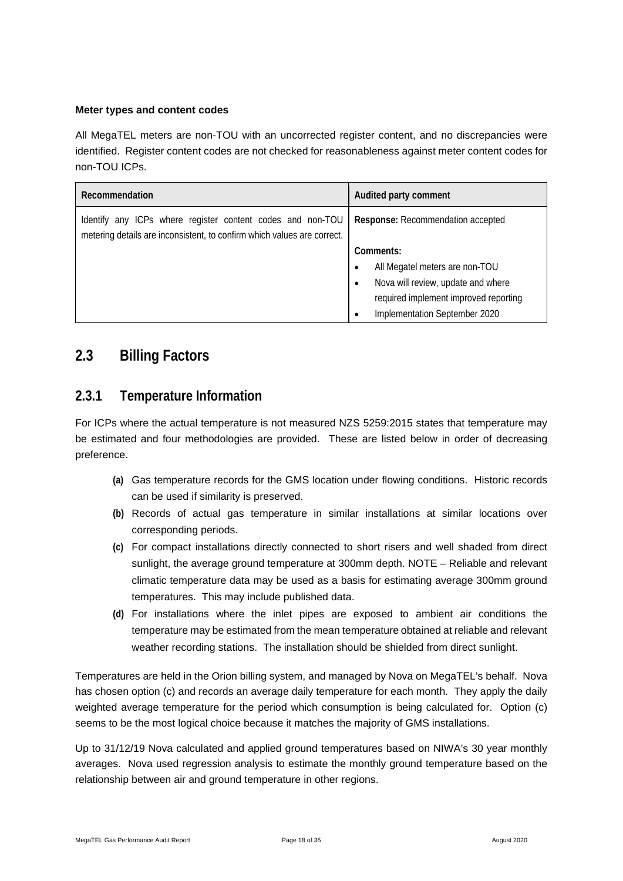**Meter types and content codes**

All MegaTEL meters are non-TOU with an uncorrected register content, and no discrepancies were identified. Register content codes are not checked for reasonableness against meter content codes for non-TOU ICPs.

| Recommendation | Audited party comment |
|---|---|
| Identify any ICPs where register content codes and non-TOU metering details are inconsistent, to confirm which values are correct. | **Response:** Recommendation accepted<br><br>**Comments:**<br>• All Megatel meters are non-TOU<br>• Nova will review, update and where required implement improved reporting<br>• Implementation September 2020 |

## 2.3 Billing Factors

### 2.3.1 Temperature Information

For ICPs where the actual temperature is not measured NZS 5259:2015 states that temperature may be estimated and four methodologies are provided. These are listed below in order of decreasing preference.

- **(a)** Gas temperature records for the GMS location under flowing conditions. Historic records can be used if similarity is preserved.
- **(b)** Records of actual gas temperature in similar installations at similar locations over corresponding periods.
- **(c)** For compact installations directly connected to short risers and well shaded from direct sunlight, the average ground temperature at 300mm depth. NOTE – Reliable and relevant climatic temperature data may be used as a basis for estimating average 300mm ground temperatures. This may include published data.
- **(d)** For installations where the inlet pipes are exposed to ambient air conditions the temperature may be estimated from the mean temperature obtained at reliable and relevant weather recording stations. The installation should be shielded from direct sunlight.

Temperatures are held in the Orion billing system, and managed by Nova on MegaTEL's behalf. Nova has chosen option (c) and records an average daily temperature for each month. They apply the daily weighted average temperature for the period which consumption is being calculated for. Option (c) seems to be the most logical choice because it matches the majority of GMS installations.

Up to 31/12/19 Nova calculated and applied ground temperatures based on NIWA's 30 year monthly averages. Nova used regression analysis to estimate the monthly ground temperature based on the relationship between air and ground temperature in other regions.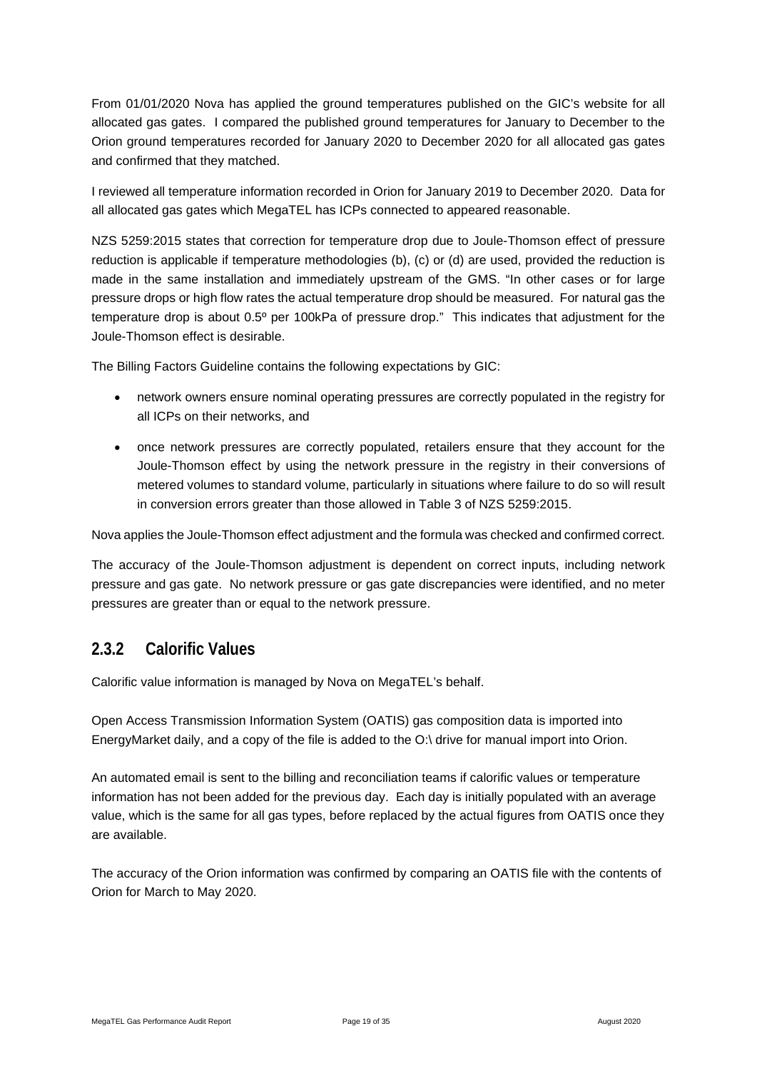From 01/01/2020 Nova has applied the ground temperatures published on the GIC's website for all allocated gas gates. I compared the published ground temperatures for January to December to the Orion ground temperatures recorded for January 2020 to December 2020 for all allocated gas gates and confirmed that they matched.

I reviewed all temperature information recorded in Orion for January 2019 to December 2020. Data for all allocated gas gates which MegaTEL has ICPs connected to appeared reasonable.

NZS 5259:2015 states that correction for temperature drop due to Joule-Thomson effect of pressure reduction is applicable if temperature methodologies (b), (c) or (d) are used, provided the reduction is made in the same installation and immediately upstream of the GMS. "In other cases or for large pressure drops or high flow rates the actual temperature drop should be measured. For natural gas the temperature drop is about 0.5º per 100kPa of pressure drop." This indicates that adjustment for the Joule-Thomson effect is desirable.

The Billing Factors Guideline contains the following expectations by GIC:

- network owners ensure nominal operating pressures are correctly populated in the registry for all ICPs on their networks, and
- once network pressures are correctly populated, retailers ensure that they account for the Joule-Thomson effect by using the network pressure in the registry in their conversions of metered volumes to standard volume, particularly in situations where failure to do so will result in conversion errors greater than those allowed in Table 3 of NZS 5259:2015.

Nova applies the Joule-Thomson effect adjustment and the formula was checked and confirmed correct.

The accuracy of the Joule-Thomson adjustment is dependent on correct inputs, including network pressure and gas gate. No network pressure or gas gate discrepancies were identified, and no meter pressures are greater than or equal to the network pressure.

### 2.3.2 Calorific Values

Calorific value information is managed by Nova on MegaTEL's behalf.

Open Access Transmission Information System (OATIS) gas composition data is imported into EnergyMarket daily, and a copy of the file is added to the O:\ drive for manual import into Orion.

An automated email is sent to the billing and reconciliation teams if calorific values or temperature information has not been added for the previous day. Each day is initially populated with an average value, which is the same for all gas types, before replaced by the actual figures from OATIS once they are available.

The accuracy of the Orion information was confirmed by comparing an OATIS file with the contents of Orion for March to May 2020.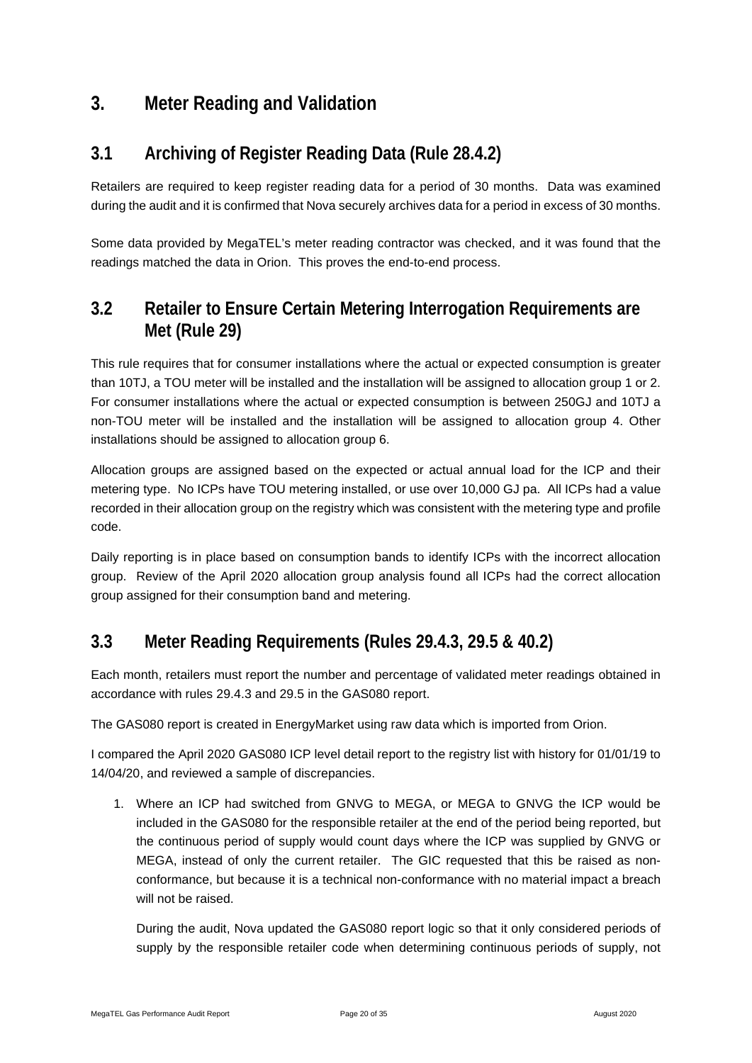# 3. Meter Reading and Validation

## 3.1 Archiving of Register Reading Data (Rule 28.4.2)

Retailers are required to keep register reading data for a period of 30 months. Data was examined during the audit and it is confirmed that Nova securely archives data for a period in excess of 30 months.

Some data provided by MegaTEL's meter reading contractor was checked, and it was found that the readings matched the data in Orion. This proves the end-to-end process.

## 3.2 Retailer to Ensure Certain Metering Interrogation Requirements are Met (Rule 29)

This rule requires that for consumer installations where the actual or expected consumption is greater than 10TJ, a TOU meter will be installed and the installation will be assigned to allocation group 1 or 2. For consumer installations where the actual or expected consumption is between 250GJ and 10TJ a non-TOU meter will be installed and the installation will be assigned to allocation group 4. Other installations should be assigned to allocation group 6.

Allocation groups are assigned based on the expected or actual annual load for the ICP and their metering type. No ICPs have TOU metering installed, or use over 10,000 GJ pa. All ICPs had a value recorded in their allocation group on the registry which was consistent with the metering type and profile code.

Daily reporting is in place based on consumption bands to identify ICPs with the incorrect allocation group. Review of the April 2020 allocation group analysis found all ICPs had the correct allocation group assigned for their consumption band and metering.

## 3.3 Meter Reading Requirements (Rules 29.4.3, 29.5 & 40.2)

Each month, retailers must report the number and percentage of validated meter readings obtained in accordance with rules 29.4.3 and 29.5 in the GAS080 report.

The GAS080 report is created in EnergyMarket using raw data which is imported from Orion.

I compared the April 2020 GAS080 ICP level detail report to the registry list with history for 01/01/19 to 14/04/20, and reviewed a sample of discrepancies.

1. Where an ICP had switched from GNVG to MEGA, or MEGA to GNVG the ICP would be included in the GAS080 for the responsible retailer at the end of the period being reported, but the continuous period of supply would count days where the ICP was supplied by GNVG or MEGA, instead of only the current retailer. The GIC requested that this be raised as non-conformance, but because it is a technical non-conformance with no material impact a breach will not be raised.

   During the audit, Nova updated the GAS080 report logic so that it only considered periods of supply by the responsible retailer code when determining continuous periods of supply, not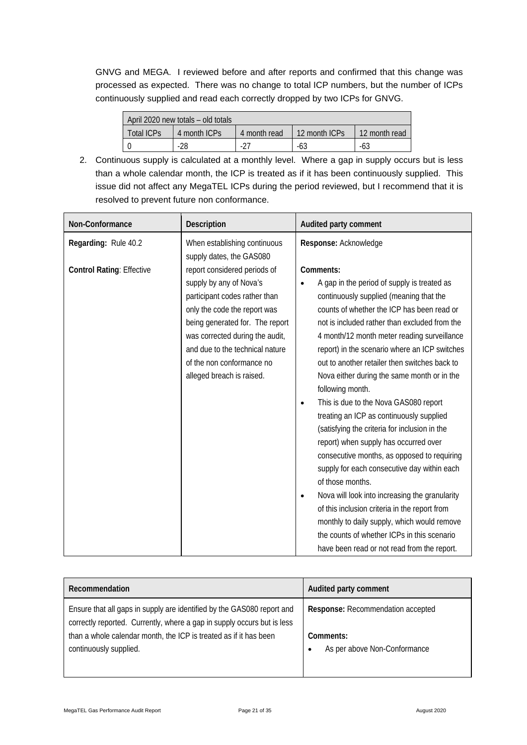GNVG and MEGA. I reviewed before and after reports and confirmed that this change was processed as expected. There was no change to total ICP numbers, but the number of ICPs continuously supplied and read each correctly dropped by two ICPs for GNVG.

| April 2020 new totals – old totals | | | | |
|---|---|---|---|---|
| Total ICPs | 4 month ICPs | 4 month read | 12 month ICPs | 12 month read |
| 0 | -28 | -27 | -63 | -63 |

2. Continuous supply is calculated at a monthly level. Where a gap in supply occurs but is less than a whole calendar month, the ICP is treated as if it has been continuously supplied. This issue did not affect any MegaTEL ICPs during the period reviewed, but I recommend that it is resolved to prevent future non conformance.

| Non-Conformance | Description | Audited party comment |
|---|---|---|
| **Regarding:** Rule 40.2<br><br>**Control Rating**: Effective | When establishing continuous supply dates, the GAS080 report considered periods of supply by any of Nova's participant codes rather than only the code the report was being generated for. The report was corrected during the audit, and due to the technical nature of the non conformance no alleged breach is raised. | **Response:** Acknowledge<br><br>**Comments:**<br>• A gap in the period of supply is treated as continuously supplied (meaning that the counts of whether the ICP has been read or not is included rather than excluded from the 4 month/12 month meter reading surveillance report) in the scenario where an ICP switches out to another retailer then switches back to Nova either during the same month or in the following month.<br>• This is due to the Nova GAS080 report treating an ICP as continuously supplied (satisfying the criteria for inclusion in the report) when supply has occurred over consecutive months, as opposed to requiring supply for each consecutive day within each of those months.<br>• Nova will look into increasing the granularity of this inclusion criteria in the report from monthly to daily supply, which would remove the counts of whether ICPs in this scenario have been read or not read from the report. |

| Recommendation | Audited party comment |
|---|---|
| Ensure that all gaps in supply are identified by the GAS080 report and correctly reported. Currently, where a gap in supply occurs but is less than a whole calendar month, the ICP is treated as if it has been continuously supplied. | **Response:** Recommendation accepted<br><br>**Comments:**<br>• As per above Non-Conformance |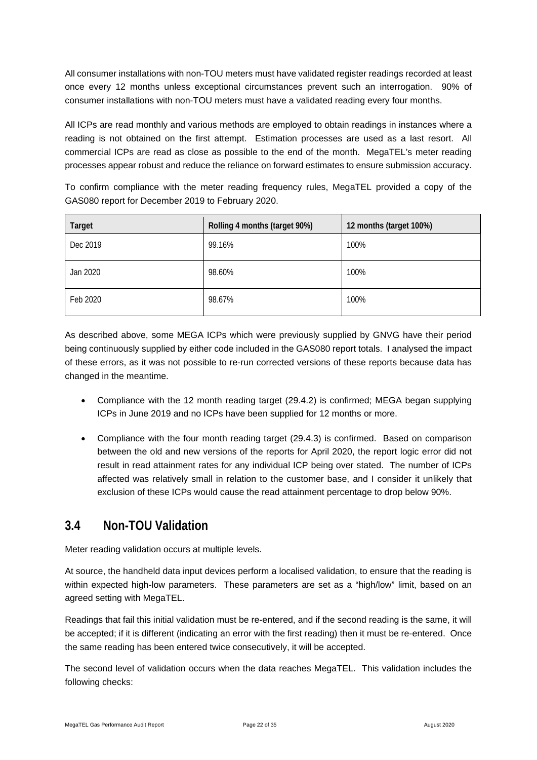All consumer installations with non-TOU meters must have validated register readings recorded at least once every 12 months unless exceptional circumstances prevent such an interrogation. 90% of consumer installations with non-TOU meters must have a validated reading every four months.

All ICPs are read monthly and various methods are employed to obtain readings in instances where a reading is not obtained on the first attempt. Estimation processes are used as a last resort. All commercial ICPs are read as close as possible to the end of the month. MegaTEL's meter reading processes appear robust and reduce the reliance on forward estimates to ensure submission accuracy.

To confirm compliance with the meter reading frequency rules, MegaTEL provided a copy of the GAS080 report for December 2019 to February 2020.

| Target | Rolling 4 months (target 90%) | 12 months (target 100%) |
|---|---|---|
| Dec 2019 | 99.16% | 100% |
| Jan 2020 | 98.60% | 100% |
| Feb 2020 | 98.67% | 100% |

As described above, some MEGA ICPs which were previously supplied by GNVG have their period being continuously supplied by either code included in the GAS080 report totals. I analysed the impact of these errors, as it was not possible to re-run corrected versions of these reports because data has changed in the meantime.

- Compliance with the 12 month reading target (29.4.2) is confirmed; MEGA began supplying ICPs in June 2019 and no ICPs have been supplied for 12 months or more.
- Compliance with the four month reading target (29.4.3) is confirmed. Based on comparison between the old and new versions of the reports for April 2020, the report logic error did not result in read attainment rates for any individual ICP being over stated. The number of ICPs affected was relatively small in relation to the customer base, and I consider it unlikely that exclusion of these ICPs would cause the read attainment percentage to drop below 90%.

## 3.4 Non-TOU Validation

Meter reading validation occurs at multiple levels.

At source, the handheld data input devices perform a localised validation, to ensure that the reading is within expected high-low parameters. These parameters are set as a "high/low" limit, based on an agreed setting with MegaTEL.

Readings that fail this initial validation must be re-entered, and if the second reading is the same, it will be accepted; if it is different (indicating an error with the first reading) then it must be re-entered. Once the same reading has been entered twice consecutively, it will be accepted.

The second level of validation occurs when the data reaches MegaTEL. This validation includes the following checks: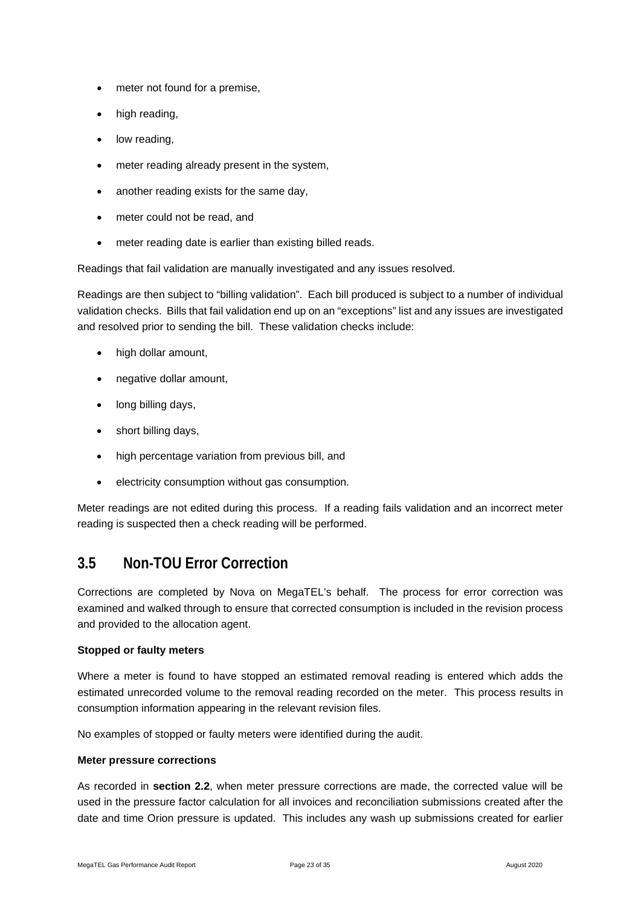- meter not found for a premise,
- high reading,
- low reading,
- meter reading already present in the system,
- another reading exists for the same day,
- meter could not be read, and
- meter reading date is earlier than existing billed reads.

Readings that fail validation are manually investigated and any issues resolved.

Readings are then subject to "billing validation". Each bill produced is subject to a number of individual validation checks. Bills that fail validation end up on an "exceptions" list and any issues are investigated and resolved prior to sending the bill. These validation checks include:

- high dollar amount,
- negative dollar amount,
- long billing days,
- short billing days,
- high percentage variation from previous bill, and
- electricity consumption without gas consumption.

Meter readings are not edited during this process. If a reading fails validation and an incorrect meter reading is suspected then a check reading will be performed.

## 3.5 Non-TOU Error Correction

Corrections are completed by Nova on MegaTEL's behalf. The process for error correction was examined and walked through to ensure that corrected consumption is included in the revision process and provided to the allocation agent.

**Stopped or faulty meters**

Where a meter is found to have stopped an estimated removal reading is entered which adds the estimated unrecorded volume to the removal reading recorded on the meter. This process results in consumption information appearing in the relevant revision files.

No examples of stopped or faulty meters were identified during the audit.

**Meter pressure corrections**

As recorded in **section 2.2**, when meter pressure corrections are made, the corrected value will be used in the pressure factor calculation for all invoices and reconciliation submissions created after the date and time Orion pressure is updated. This includes any wash up submissions created for earlier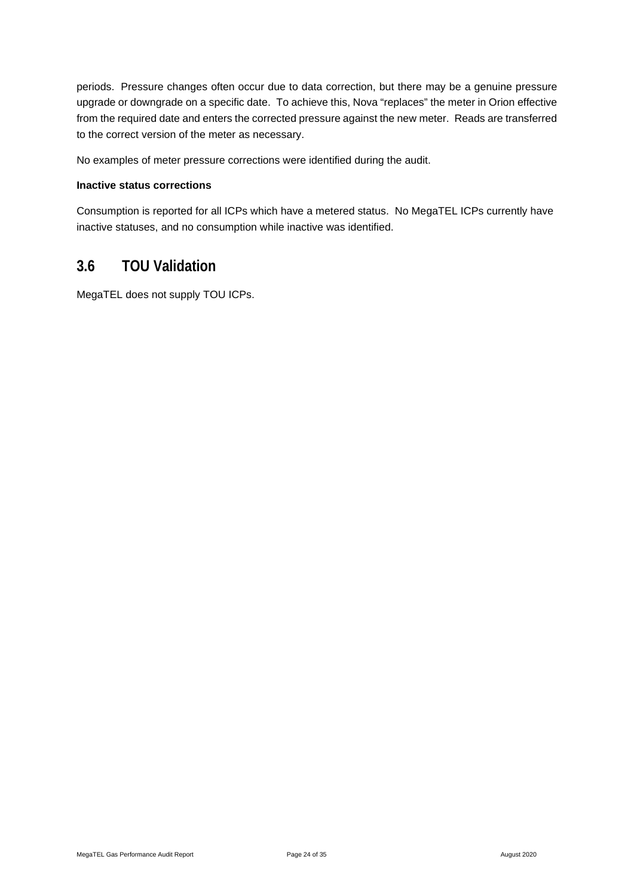periods. Pressure changes often occur due to data correction, but there may be a genuine pressure upgrade or downgrade on a specific date. To achieve this, Nova "replaces" the meter in Orion effective from the required date and enters the corrected pressure against the new meter. Reads are transferred to the correct version of the meter as necessary.

No examples of meter pressure corrections were identified during the audit.

**Inactive status corrections**

Consumption is reported for all ICPs which have a metered status. No MegaTEL ICPs currently have inactive statuses, and no consumption while inactive was identified.

## 3.6 TOU Validation

MegaTEL does not supply TOU ICPs.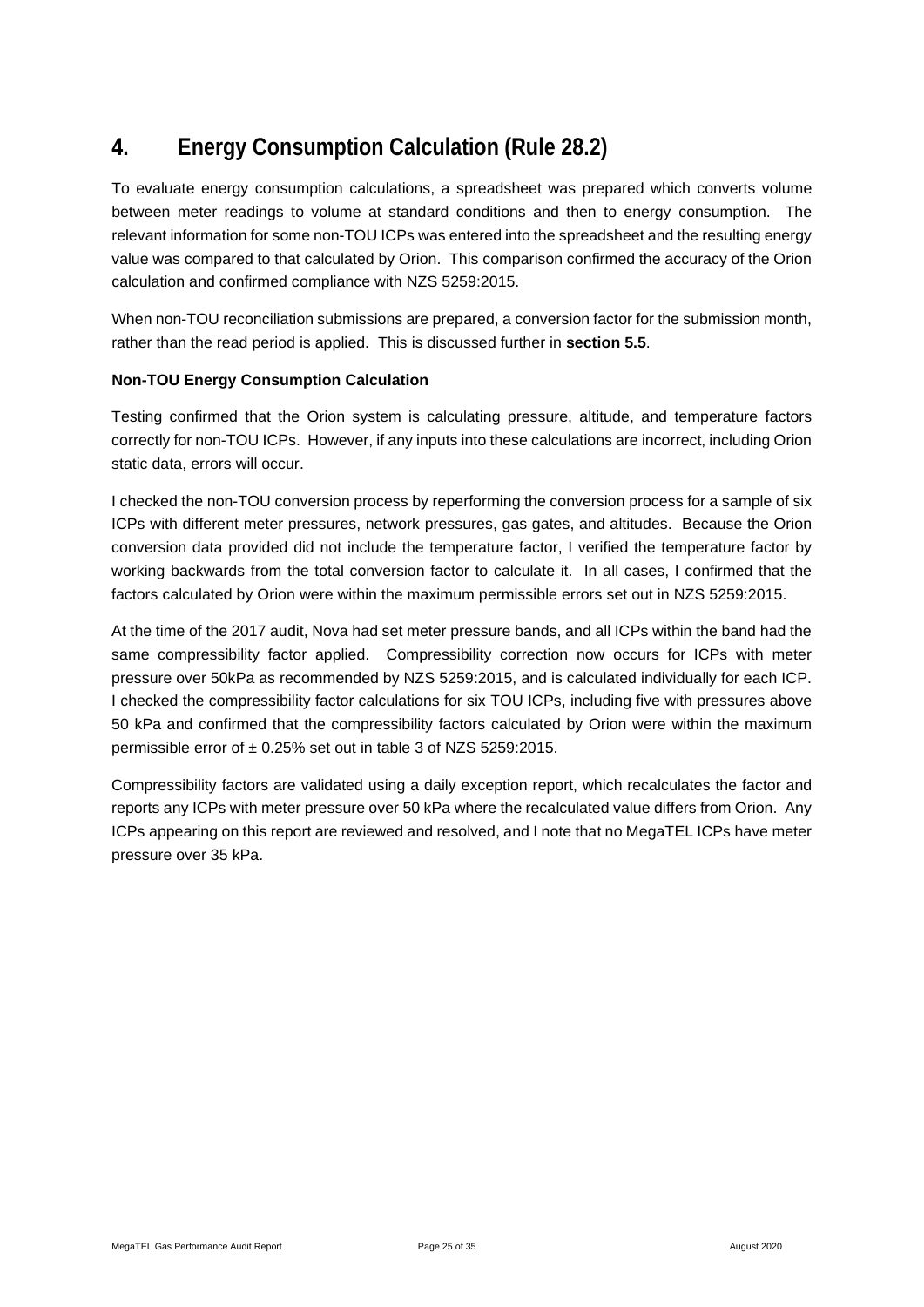# 4. Energy Consumption Calculation (Rule 28.2)

To evaluate energy consumption calculations, a spreadsheet was prepared which converts volume between meter readings to volume at standard conditions and then to energy consumption. The relevant information for some non-TOU ICPs was entered into the spreadsheet and the resulting energy value was compared to that calculated by Orion. This comparison confirmed the accuracy of the Orion calculation and confirmed compliance with NZS 5259:2015.

When non-TOU reconciliation submissions are prepared, a conversion factor for the submission month, rather than the read period is applied. This is discussed further in **section 5.5**.

**Non-TOU Energy Consumption Calculation**

Testing confirmed that the Orion system is calculating pressure, altitude, and temperature factors correctly for non-TOU ICPs. However, if any inputs into these calculations are incorrect, including Orion static data, errors will occur.

I checked the non-TOU conversion process by reperforming the conversion process for a sample of six ICPs with different meter pressures, network pressures, gas gates, and altitudes. Because the Orion conversion data provided did not include the temperature factor, I verified the temperature factor by working backwards from the total conversion factor to calculate it. In all cases, I confirmed that the factors calculated by Orion were within the maximum permissible errors set out in NZS 5259:2015.

At the time of the 2017 audit, Nova had set meter pressure bands, and all ICPs within the band had the same compressibility factor applied. Compressibility correction now occurs for ICPs with meter pressure over 50kPa as recommended by NZS 5259:2015, and is calculated individually for each ICP. I checked the compressibility factor calculations for six TOU ICPs, including five with pressures above 50 kPa and confirmed that the compressibility factors calculated by Orion were within the maximum permissible error of ± 0.25% set out in table 3 of NZS 5259:2015.

Compressibility factors are validated using a daily exception report, which recalculates the factor and reports any ICPs with meter pressure over 50 kPa where the recalculated value differs from Orion. Any ICPs appearing on this report are reviewed and resolved, and I note that no MegaTEL ICPs have meter pressure over 35 kPa.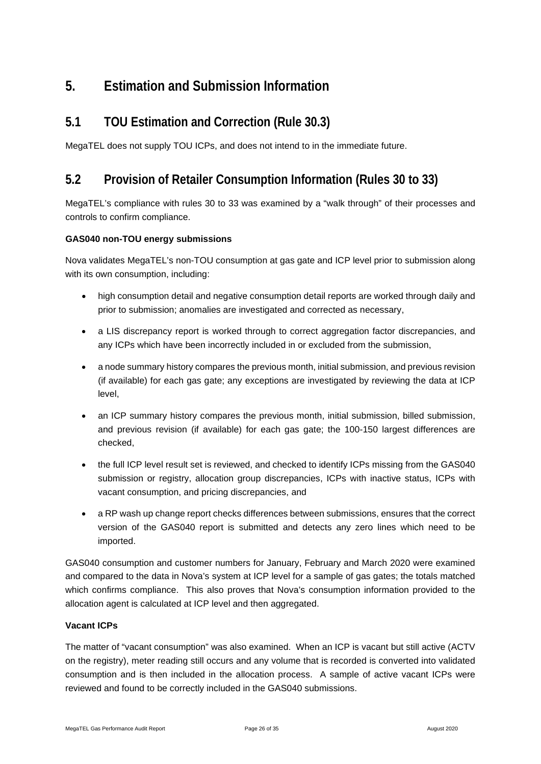# 5. Estimation and Submission Information

## 5.1 TOU Estimation and Correction (Rule 30.3)

MegaTEL does not supply TOU ICPs, and does not intend to in the immediate future.

## 5.2 Provision of Retailer Consumption Information (Rules 30 to 33)

MegaTEL's compliance with rules 30 to 33 was examined by a "walk through" of their processes and controls to confirm compliance.

**GAS040 non-TOU energy submissions**

Nova validates MegaTEL's non-TOU consumption at gas gate and ICP level prior to submission along with its own consumption, including:

- high consumption detail and negative consumption detail reports are worked through daily and prior to submission; anomalies are investigated and corrected as necessary,
- a LIS discrepancy report is worked through to correct aggregation factor discrepancies, and any ICPs which have been incorrectly included in or excluded from the submission,
- a node summary history compares the previous month, initial submission, and previous revision (if available) for each gas gate; any exceptions are investigated by reviewing the data at ICP level,
- an ICP summary history compares the previous month, initial submission, billed submission, and previous revision (if available) for each gas gate; the 100-150 largest differences are checked,
- the full ICP level result set is reviewed, and checked to identify ICPs missing from the GAS040 submission or registry, allocation group discrepancies, ICPs with inactive status, ICPs with vacant consumption, and pricing discrepancies, and
- a RP wash up change report checks differences between submissions, ensures that the correct version of the GAS040 report is submitted and detects any zero lines which need to be imported.

GAS040 consumption and customer numbers for January, February and March 2020 were examined and compared to the data in Nova's system at ICP level for a sample of gas gates; the totals matched which confirms compliance. This also proves that Nova's consumption information provided to the allocation agent is calculated at ICP level and then aggregated.

**Vacant ICPs**

The matter of "vacant consumption" was also examined. When an ICP is vacant but still active (ACTV on the registry), meter reading still occurs and any volume that is recorded is converted into validated consumption and is then included in the allocation process. A sample of active vacant ICPs were reviewed and found to be correctly included in the GAS040 submissions.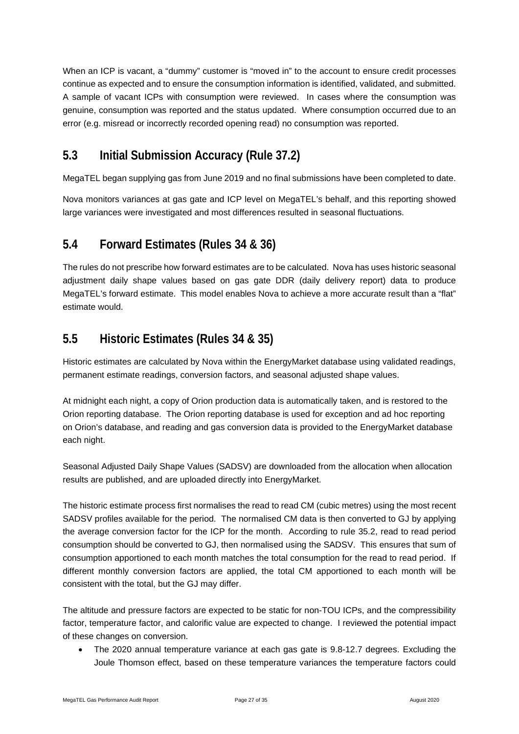When an ICP is vacant, a "dummy" customer is "moved in" to the account to ensure credit processes continue as expected and to ensure the consumption information is identified, validated, and submitted. A sample of vacant ICPs with consumption were reviewed. In cases where the consumption was genuine, consumption was reported and the status updated. Where consumption occurred due to an error (e.g. misread or incorrectly recorded opening read) no consumption was reported.

## 5.3 Initial Submission Accuracy (Rule 37.2)

MegaTEL began supplying gas from June 2019 and no final submissions have been completed to date.

Nova monitors variances at gas gate and ICP level on MegaTEL's behalf, and this reporting showed large variances were investigated and most differences resulted in seasonal fluctuations.

## 5.4 Forward Estimates (Rules 34 & 36)

The rules do not prescribe how forward estimates are to be calculated. Nova has uses historic seasonal adjustment daily shape values based on gas gate DDR (daily delivery report) data to produce MegaTEL's forward estimate. This model enables Nova to achieve a more accurate result than a "flat" estimate would.

## 5.5 Historic Estimates (Rules 34 & 35)

Historic estimates are calculated by Nova within the EnergyMarket database using validated readings, permanent estimate readings, conversion factors, and seasonal adjusted shape values.

At midnight each night, a copy of Orion production data is automatically taken, and is restored to the Orion reporting database. The Orion reporting database is used for exception and ad hoc reporting on Orion's database, and reading and gas conversion data is provided to the EnergyMarket database each night.

Seasonal Adjusted Daily Shape Values (SADSV) are downloaded from the allocation when allocation results are published, and are uploaded directly into EnergyMarket.

The historic estimate process first normalises the read to read CM (cubic metres) using the most recent SADSV profiles available for the period. The normalised CM data is then converted to GJ by applying the average conversion factor for the ICP for the month. According to rule 35.2, read to read period consumption should be converted to GJ, then normalised using the SADSV. This ensures that sum of consumption apportioned to each month matches the total consumption for the read to read period. If different monthly conversion factors are applied, the total CM apportioned to each month will be consistent with the total, but the GJ may differ.

The altitude and pressure factors are expected to be static for non-TOU ICPs, and the compressibility factor, temperature factor, and calorific value are expected to change. I reviewed the potential impact of these changes on conversion.

- The 2020 annual temperature variance at each gas gate is 9.8-12.7 degrees. Excluding the Joule Thomson effect, based on these temperature variances the temperature factors could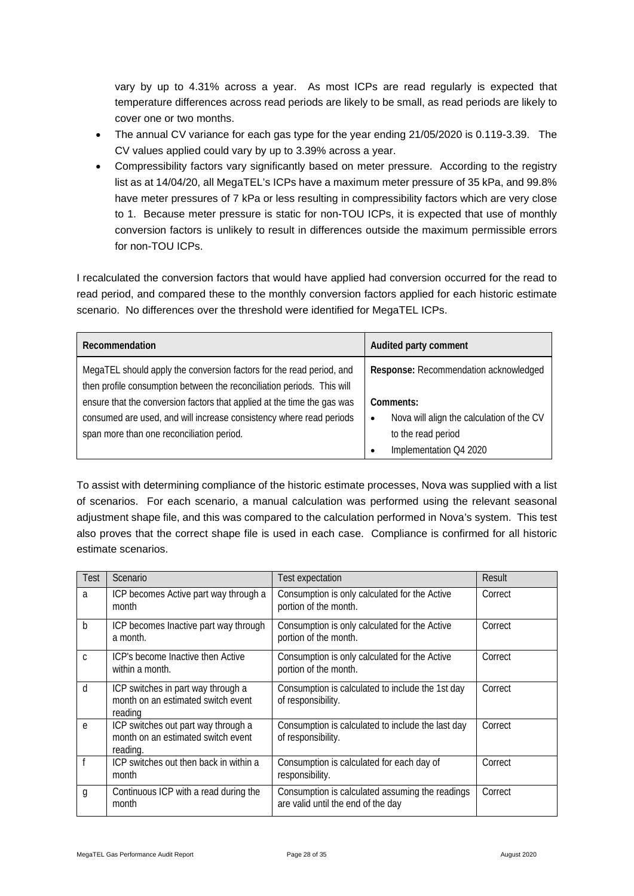vary by up to 4.31% across a year. As most ICPs are read regularly is expected that temperature differences across read periods are likely to be small, as read periods are likely to cover one or two months.

- The annual CV variance for each gas type for the year ending 21/05/2020 is 0.119-3.39. The CV values applied could vary by up to 3.39% across a year.
- Compressibility factors vary significantly based on meter pressure. According to the registry list as at 14/04/20, all MegaTEL's ICPs have a maximum meter pressure of 35 kPa, and 99.8% have meter pressures of 7 kPa or less resulting in compressibility factors which are very close to 1. Because meter pressure is static for non-TOU ICPs, it is expected that use of monthly conversion factors is unlikely to result in differences outside the maximum permissible errors for non-TOU ICPs.

I recalculated the conversion factors that would have applied had conversion occurred for the read to read period, and compared these to the monthly conversion factors applied for each historic estimate scenario. No differences over the threshold were identified for MegaTEL ICPs.

| Recommendation | Audited party comment |
|---|---|
| MegaTEL should apply the conversion factors for the read period, and then profile consumption between the reconciliation periods. This will ensure that the conversion factors that applied at the time the gas was consumed are used, and will increase consistency where read periods span more than one reconciliation period. | **Response:** Recommendation acknowledged<br><br>**Comments:**<br>• Nova will align the calculation of the CV to the read period<br>• Implementation Q4 2020 |

To assist with determining compliance of the historic estimate processes, Nova was supplied with a list of scenarios. For each scenario, a manual calculation was performed using the relevant seasonal adjustment shape file, and this was compared to the calculation performed in Nova's system. This test also proves that the correct shape file is used in each case. Compliance is confirmed for all historic estimate scenarios.

| Test | Scenario | Test expectation | Result |
|---|---|---|---|
| a | ICP becomes Active part way through a month | Consumption is only calculated for the Active portion of the month. | Correct |
| b | ICP becomes Inactive part way through a month. | Consumption is only calculated for the Active portion of the month. | Correct |
| c | ICP's become Inactive then Active within a month. | Consumption is only calculated for the Active portion of the month. | Correct |
| d | ICP switches in part way through a month on an estimated switch event reading | Consumption is calculated to include the 1st day of responsibility. | Correct |
| e | ICP switches out part way through a month on an estimated switch event reading. | Consumption is calculated to include the last day of responsibility. | Correct |
| f | ICP switches out then back in within a month | Consumption is calculated for each day of responsibility. | Correct |
| g | Continuous ICP with a read during the month | Consumption is calculated assuming the readings are valid until the end of the day | Correct |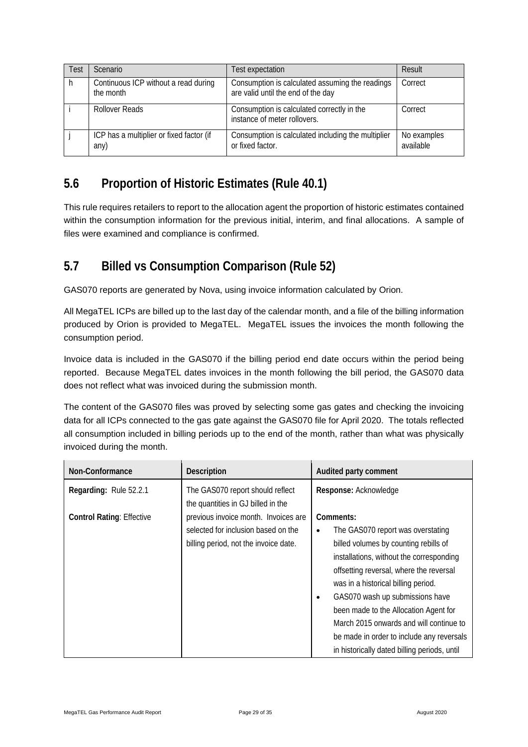| Test | Scenario | Test expectation | Result |
|---|---|---|---|
| h | Continuous ICP without a read during the month | Consumption is calculated assuming the readings are valid until the end of the day | Correct |
| i | Rollover Reads | Consumption is calculated correctly in the instance of meter rollovers. | Correct |
| j | ICP has a multiplier or fixed factor (if any) | Consumption is calculated including the multiplier or fixed factor. | No examples available |

## 5.6 Proportion of Historic Estimates (Rule 40.1)

This rule requires retailers to report to the allocation agent the proportion of historic estimates contained within the consumption information for the previous initial, interim, and final allocations. A sample of files were examined and compliance is confirmed.

## 5.7 Billed vs Consumption Comparison (Rule 52)

GAS070 reports are generated by Nova, using invoice information calculated by Orion.

All MegaTEL ICPs are billed up to the last day of the calendar month, and a file of the billing information produced by Orion is provided to MegaTEL. MegaTEL issues the invoices the month following the consumption period.

Invoice data is included in the GAS070 if the billing period end date occurs within the period being reported. Because MegaTEL dates invoices in the month following the bill period, the GAS070 data does not reflect what was invoiced during the submission month.

The content of the GAS070 files was proved by selecting some gas gates and checking the invoicing data for all ICPs connected to the gas gate against the GAS070 file for April 2020. The totals reflected all consumption included in billing periods up to the end of the month, rather than what was physically invoiced during the month.

| Non-Conformance | Description | Audited party comment |
|---|---|---|
| **Regarding:** Rule 52.2.1<br><br>**Control Rating**: Effective | The GAS070 report should reflect the quantities in GJ billed in the previous invoice month. Invoices are selected for inclusion based on the billing period, not the invoice date. | **Response:** Acknowledge<br><br>**Comments:**<br>• The GAS070 report was overstating billed volumes by counting rebills of installations, without the corresponding offsetting reversal, where the reversal was in a historical billing period.<br>• GAS070 wash up submissions have been made to the Allocation Agent for March 2015 onwards and will continue to be made in order to include any reversals in historically dated billing periods, until |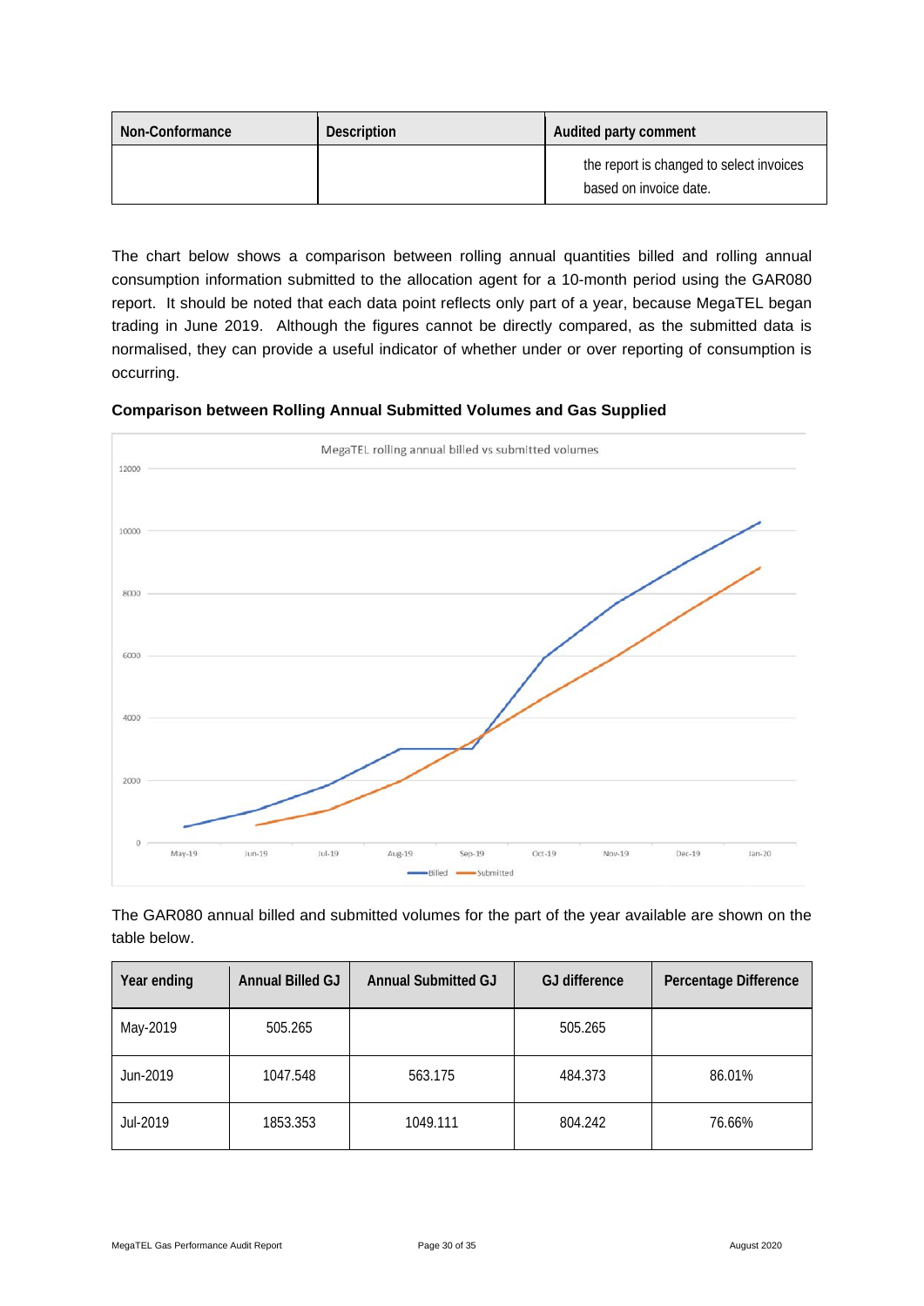| Non-Conformance | Description | Audited party comment |
|---|---|---|
| | | the report is changed to select invoices based on invoice date. |

The chart below shows a comparison between rolling annual quantities billed and rolling annual consumption information submitted to the allocation agent for a 10-month period using the GAR080 report. It should be noted that each data point reflects only part of a year, because MegaTEL began trading in June 2019. Although the figures cannot be directly compared, as the submitted data is normalised, they can provide a useful indicator of whether under or over reporting of consumption is occurring.

**Comparison between Rolling Annual Submitted Volumes and Gas Supplied**

The GAR080 annual billed and submitted volumes for the part of the year available are shown on the table below.

| Year ending | Annual Billed GJ | Annual Submitted GJ | GJ difference | Percentage Difference |
|---|---|---|---|---|
| May-2019 | 505.265 | | 505.265 | |
| Jun-2019 | 1047.548 | 563.175 | 484.373 | 86.01% |
| Jul-2019 | 1853.353 | 1049.111 | 804.242 | 76.66% |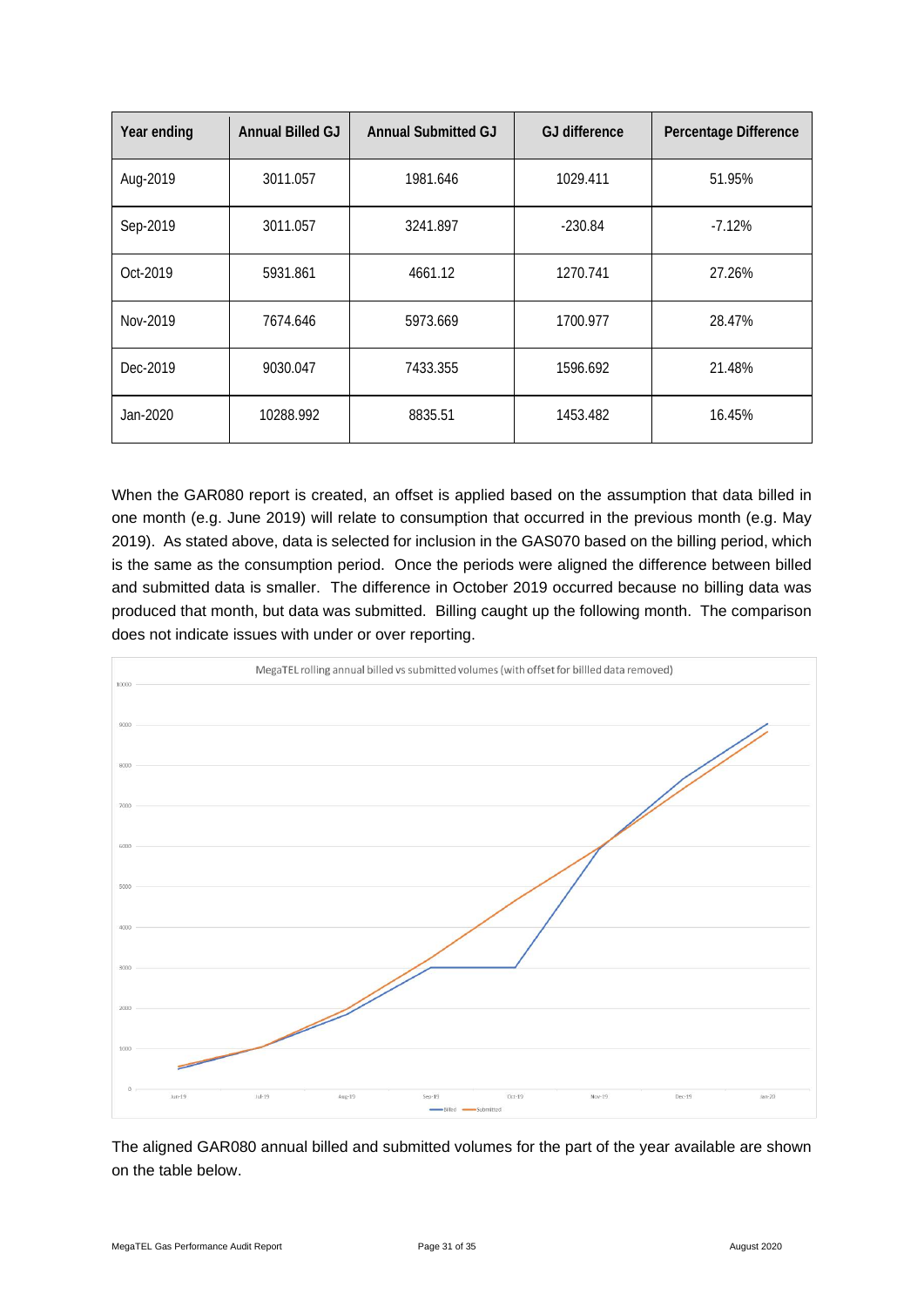| Year ending | Annual Billed GJ | Annual Submitted GJ | GJ difference | Percentage Difference |
|---|---|---|---|---|
| Aug-2019 | 3011.057 | 1981.646 | 1029.411 | 51.95% |
| Sep-2019 | 3011.057 | 3241.897 | -230.84 | -7.12% |
| Oct-2019 | 5931.861 | 4661.12 | 1270.741 | 27.26% |
| Nov-2019 | 7674.646 | 5973.669 | 1700.977 | 28.47% |
| Dec-2019 | 9030.047 | 7433.355 | 1596.692 | 21.48% |
| Jan-2020 | 10288.992 | 8835.51 | 1453.482 | 16.45% |

When the GAR080 report is created, an offset is applied based on the assumption that data billed in one month (e.g. June 2019) will relate to consumption that occurred in the previous month (e.g. May 2019). As stated above, data is selected for inclusion in the GAS070 based on the billing period, which is the same as the consumption period. Once the periods were aligned the difference between billed and submitted data is smaller. The difference in October 2019 occurred because no billing data was produced that month, but data was submitted. Billing caught up the following month. The comparison does not indicate issues with under or over reporting.

The aligned GAR080 annual billed and submitted volumes for the part of the year available are shown on the table below.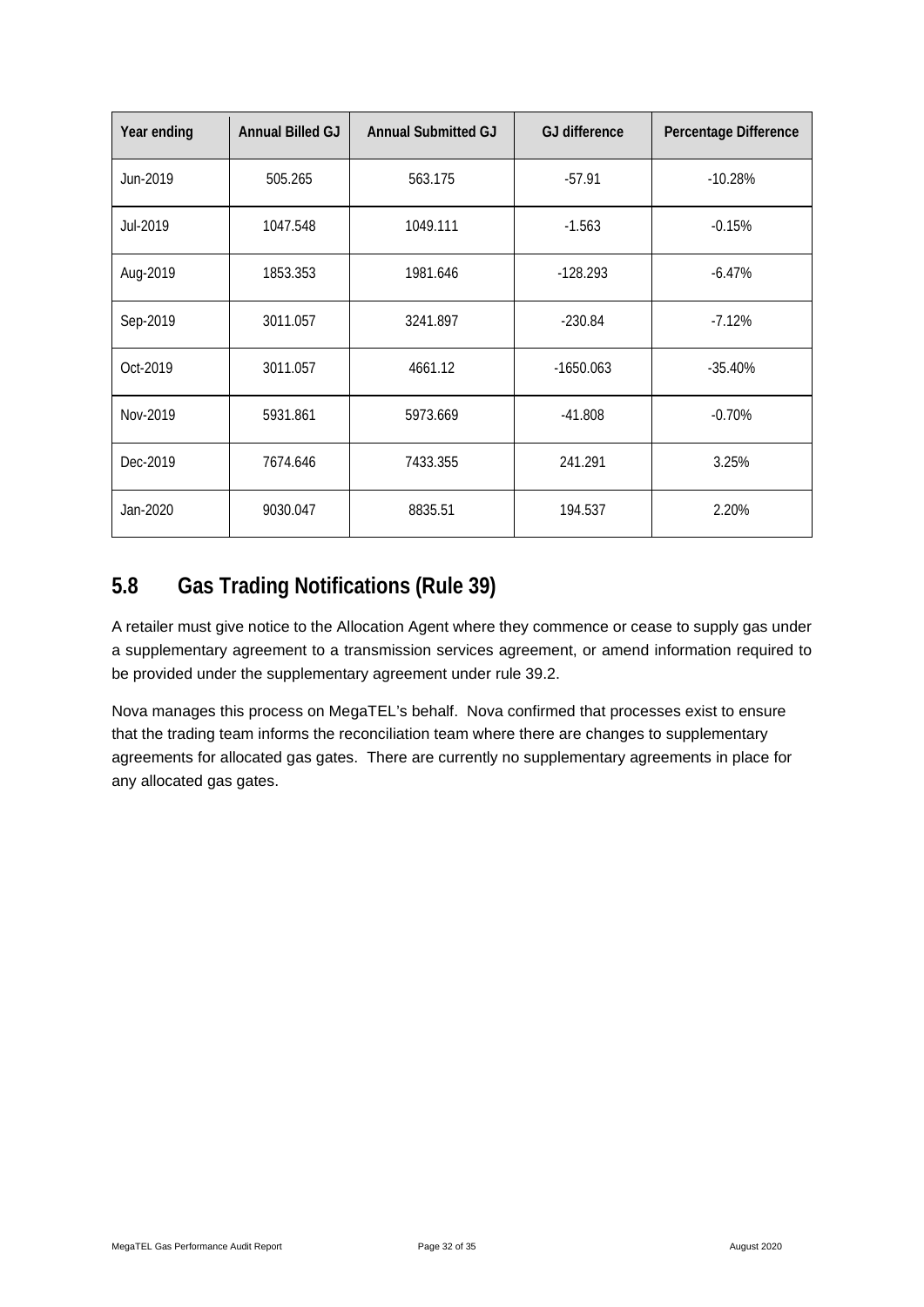| Year ending | Annual Billed GJ | Annual Submitted GJ | GJ difference | Percentage Difference |
| --- | --- | --- | --- | --- |
| Jun-2019 | 505.265 | 563.175 | -57.91 | -10.28% |
| Jul-2019 | 1047.548 | 1049.111 | -1.563 | -0.15% |
| Aug-2019 | 1853.353 | 1981.646 | -128.293 | -6.47% |
| Sep-2019 | 3011.057 | 3241.897 | -230.84 | -7.12% |
| Oct-2019 | 3011.057 | 4661.12 | -1650.063 | -35.40% |
| Nov-2019 | 5931.861 | 5973.669 | -41.808 | -0.70% |
| Dec-2019 | 7674.646 | 7433.355 | 241.291 | 3.25% |
| Jan-2020 | 9030.047 | 8835.51 | 194.537 | 2.20% |

## 5.8 Gas Trading Notifications (Rule 39)

A retailer must give notice to the Allocation Agent where they commence or cease to supply gas under a supplementary agreement to a transmission services agreement, or amend information required to be provided under the supplementary agreement under rule 39.2.

Nova manages this process on MegaTEL's behalf. Nova confirmed that processes exist to ensure that the trading team informs the reconciliation team where there are changes to supplementary agreements for allocated gas gates. There are currently no supplementary agreements in place for any allocated gas gates.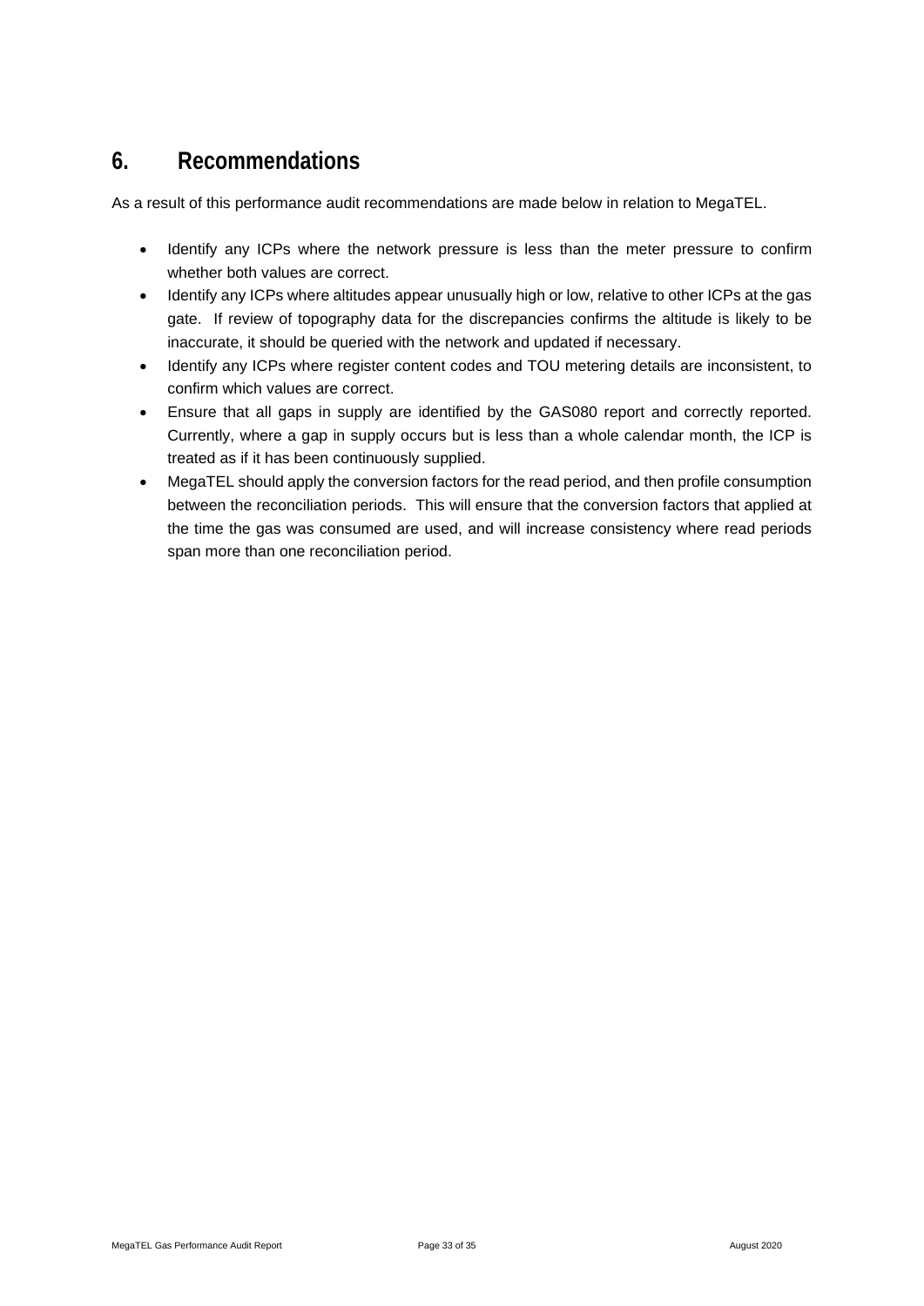# 6. Recommendations

As a result of this performance audit recommendations are made below in relation to MegaTEL.

- Identify any ICPs where the network pressure is less than the meter pressure to confirm whether both values are correct.
- Identify any ICPs where altitudes appear unusually high or low, relative to other ICPs at the gas gate. If review of topography data for the discrepancies confirms the altitude is likely to be inaccurate, it should be queried with the network and updated if necessary.
- Identify any ICPs where register content codes and TOU metering details are inconsistent, to confirm which values are correct.
- Ensure that all gaps in supply are identified by the GAS080 report and correctly reported. Currently, where a gap in supply occurs but is less than a whole calendar month, the ICP is treated as if it has been continuously supplied.
- MegaTEL should apply the conversion factors for the read period, and then profile consumption between the reconciliation periods. This will ensure that the conversion factors that applied at the time the gas was consumed are used, and will increase consistency where read periods span more than one reconciliation period.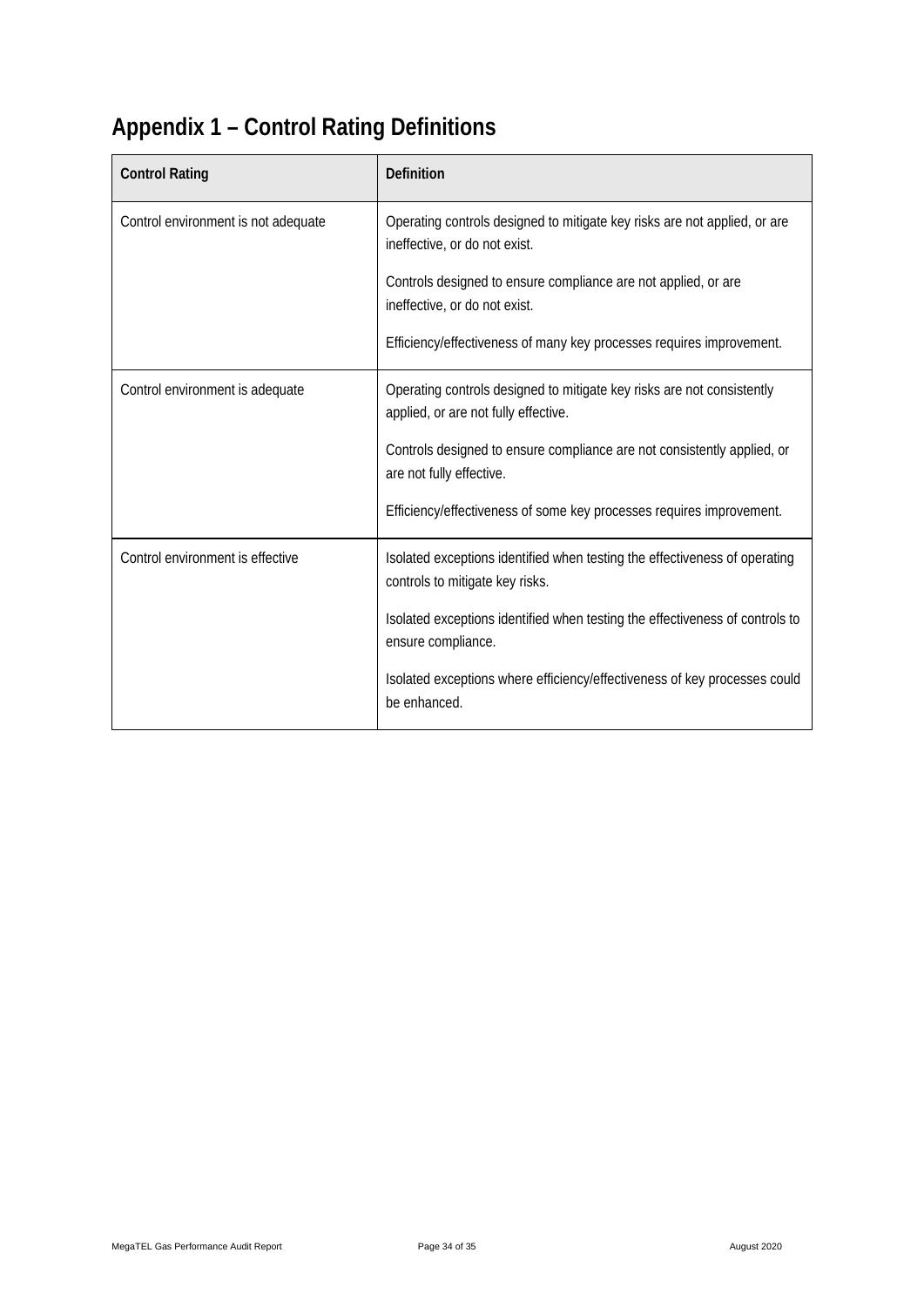# Appendix 1 – Control Rating Definitions

| Control Rating | Definition |
|---|---|
| Control environment is not adequate | Operating controls designed to mitigate key risks are not applied, or are ineffective, or do not exist.<br><br>Controls designed to ensure compliance are not applied, or are ineffective, or do not exist.<br><br>Efficiency/effectiveness of many key processes requires improvement. |
| Control environment is adequate | Operating controls designed to mitigate key risks are not consistently applied, or are not fully effective.<br><br>Controls designed to ensure compliance are not consistently applied, or are not fully effective.<br><br>Efficiency/effectiveness of some key processes requires improvement. |
| Control environment is effective | Isolated exceptions identified when testing the effectiveness of operating controls to mitigate key risks.<br><br>Isolated exceptions identified when testing the effectiveness of controls to ensure compliance.<br><br>Isolated exceptions where efficiency/effectiveness of key processes could be enhanced. |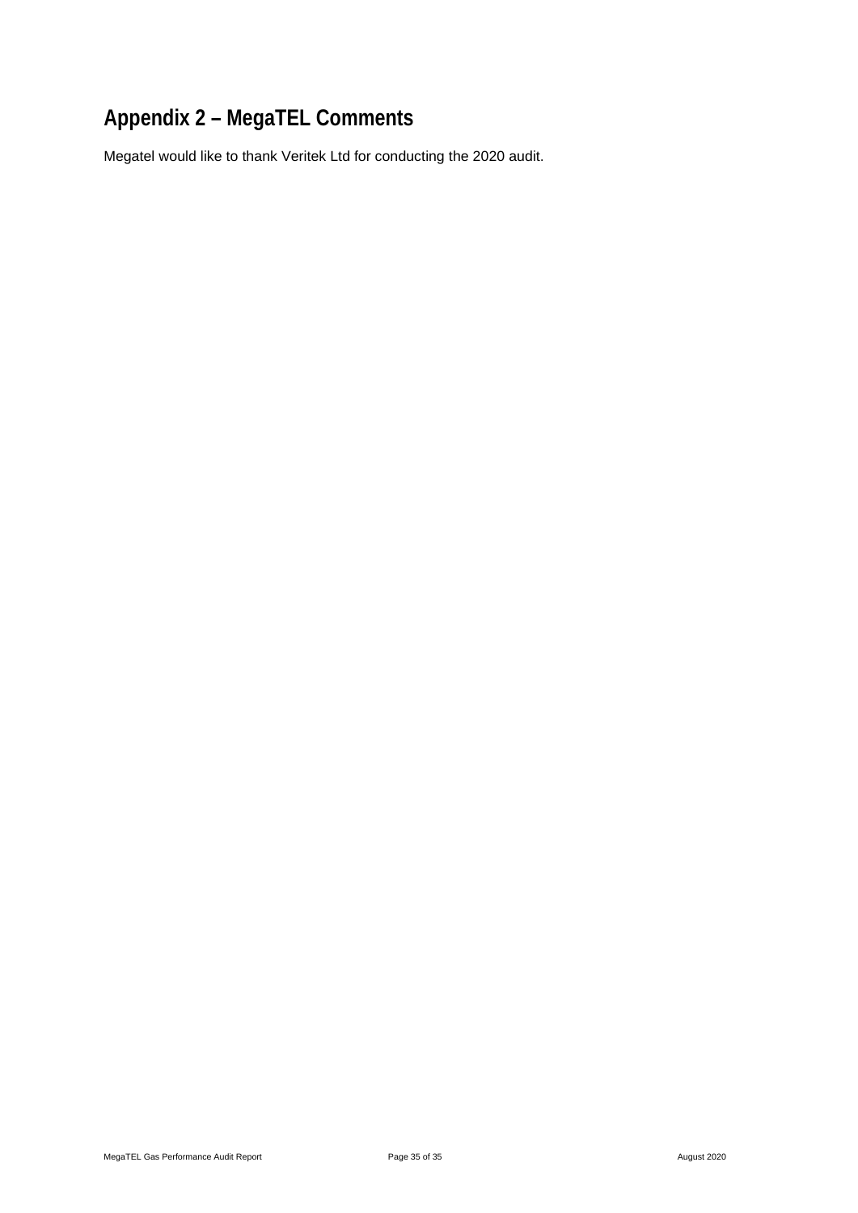# Appendix 2 – MegaTEL Comments

Megatel would like to thank Veritek Ltd for conducting the 2020 audit.